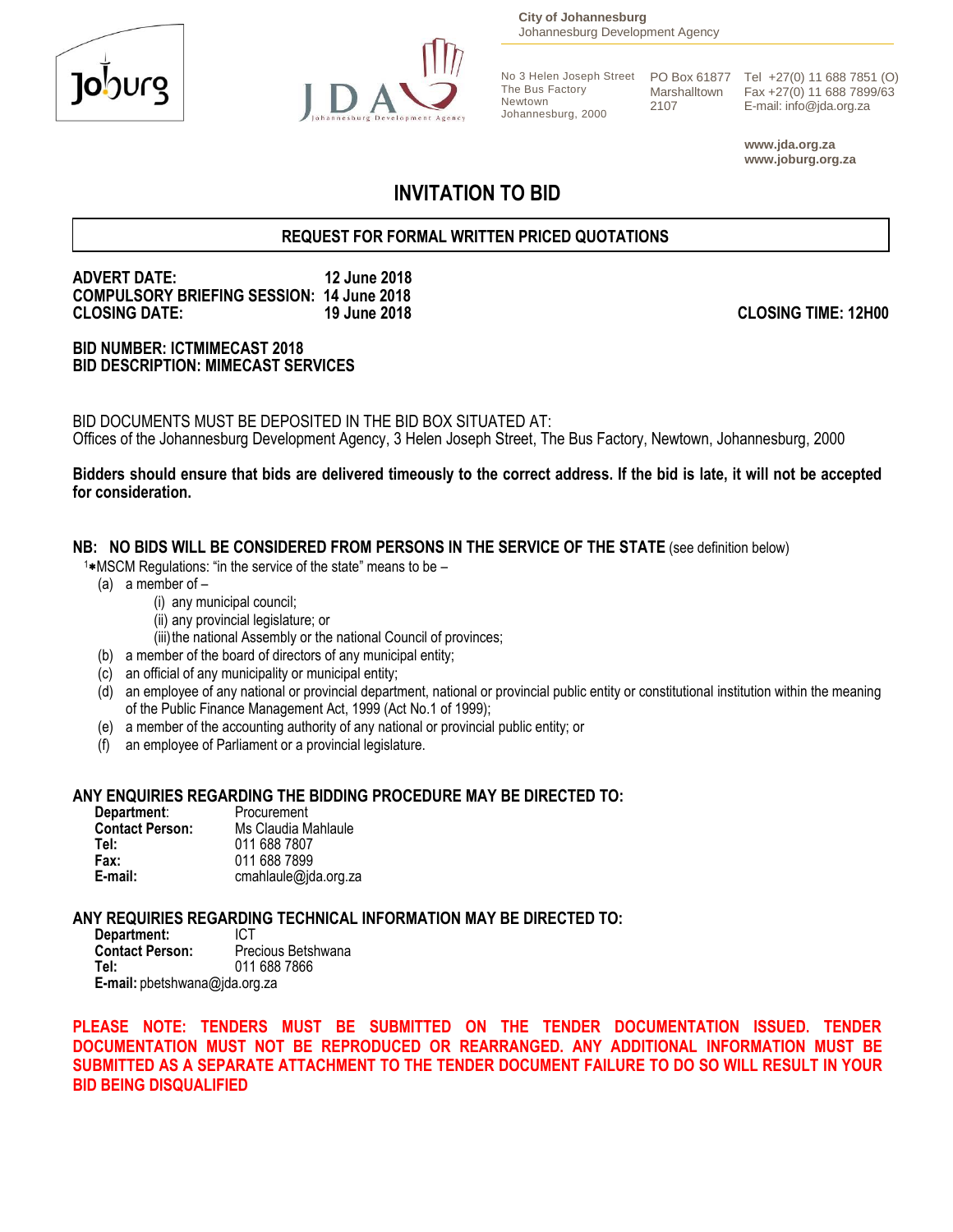City of Johannesburg
Johannesburg Development Agency

No 3 Helen Joseph Street
The Bus Factory
Newtown
Johannesburg, 2000

PO Box 61877
Marshalltown
2107

Tel +27(0) 11 688 7851 (O)
Fax +27(0) 11 688 7899/63
E-mail: info@jda.org.za

**www.jda.org.za**
**www.joburg.org.za**

# INVITATION TO BID

## REQUEST FOR FORMAL WRITTEN PRICED QUOTATIONS

**ADVERT DATE: 12 June 2018**
**COMPULSORY BRIEFING SESSION: 14 June 2018**
**CLOSING DATE: 19 June 2018** **CLOSING TIME: 12H00**

**BID NUMBER: ICTMIMECAST 2018**
**BID DESCRIPTION: MIMECAST SERVICES**

BID DOCUMENTS MUST BE DEPOSITED IN THE BID BOX SITUATED AT:
Offices of the Johannesburg Development Agency, 3 Helen Joseph Street, The Bus Factory, Newtown, Johannesburg, 2000

**Bidders should ensure that bids are delivered timeously to the correct address. If the bid is late, it will not be accepted for consideration.**

**NB: NO BIDS WILL BE CONSIDERED FROM PERSONS IN THE SERVICE OF THE STATE** (see definition below)

[1]*MSCM Regulations: "in the service of the state" means to be –

(a) a member of –
 (i) any municipal council;
 (ii) any provincial legislature; or
 (iii) the national Assembly or the national Council of provinces;
(b) a member of the board of directors of any municipal entity;
(c) an official of any municipality or municipal entity;
(d) an employee of any national or provincial department, national or provincial public entity or constitutional institution within the meaning of the Public Finance Management Act, 1999 (Act No.1 of 1999);
(e) a member of the accounting authority of any national or provincial public entity; or
(f) an employee of Parliament or a provincial legislature.

**ANY ENQUIRIES REGARDING THE BIDDING PROCEDURE MAY BE DIRECTED TO:**

**Department**: Procurement
**Contact Person:** Ms Claudia Mahlaule
**Tel:** 011 688 7807
**Fax:** 011 688 7899
**E-mail:** cmahlaule@jda.org.za

**ANY REQUIRIES REGARDING TECHNICAL INFORMATION MAY BE DIRECTED TO:**

**Department:** ICT
**Contact Person:** Precious Betshwana
**Tel:** 011 688 7866
**E-mail:** pbetshwana@jda.org.za

**PLEASE NOTE: TENDERS MUST BE SUBMITTED ON THE TENDER DOCUMENTATION ISSUED. TENDER DOCUMENTATION MUST NOT BE REPRODUCED OR REARRANGED. ANY ADDITIONAL INFORMATION MUST BE SUBMITTED AS A SEPARATE ATTACHMENT TO THE TENDER DOCUMENT FAILURE TO DO SO WILL RESULT IN YOUR BID BEING DISQUALIFIED**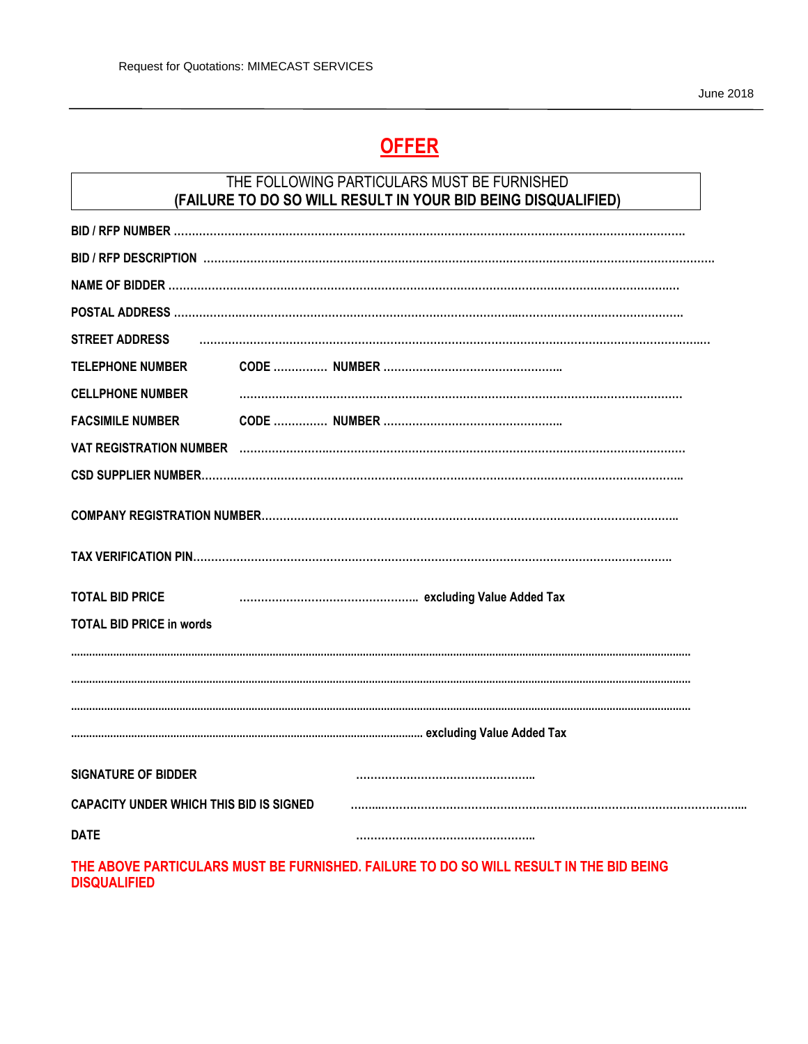# OFFER

THE FOLLOWING PARTICULARS MUST BE FURNISHED
**(FAILURE TO DO SO WILL RESULT IN YOUR BID BEING DISQUALIFIED)**

**BID / RFP NUMBER** ………………………………………………………………………………………………………………

**BID / RFP DESCRIPTION** ………………………………………………………………………………………………………

**NAME OF BIDDER** ……………………………………………………………………………………………………………

**POSTAL ADDRESS** ……………………………………………………………………………………………………………

**STREET ADDRESS** ……………………………………………………………………………………………………………

**TELEPHONE NUMBER** **CODE** …………… **NUMBER** ……………………………………………

**CELLPHONE NUMBER** ……………………………………………………………………………………………………

**FACSIMILE NUMBER** **CODE** …………… **NUMBER** ……………………………………………

**VAT REGISTRATION NUMBER** ……………………………………………………………………………………………

**CSD SUPPLIER NUMBER**………………………………………………………………………………………………………

**COMPANY REGISTRATION NUMBER**……………………………………………………………………………………

**TAX VERIFICATION PIN**………………………………………………………………………………………………………

**TOTAL BID PRICE** …………………………………………… **excluding Value Added Tax**

**TOTAL BID PRICE in words**

……………………………………………………………………………………………………………………………………

……………………………………………………………………………………………………………………………………

……………………………………………………………………………………………………………………………………

…………………………………………………………………………………… **excluding Value Added Tax**

**SIGNATURE OF BIDDER** ……………………………………………

**CAPACITY UNDER WHICH THIS BID IS SIGNED** ………………………………………………………………………………

**DATE** ……………………………………………

**THE ABOVE PARTICULARS MUST BE FURNISHED. FAILURE TO DO SO WILL RESULT IN THE BID BEING DISQUALIFIED**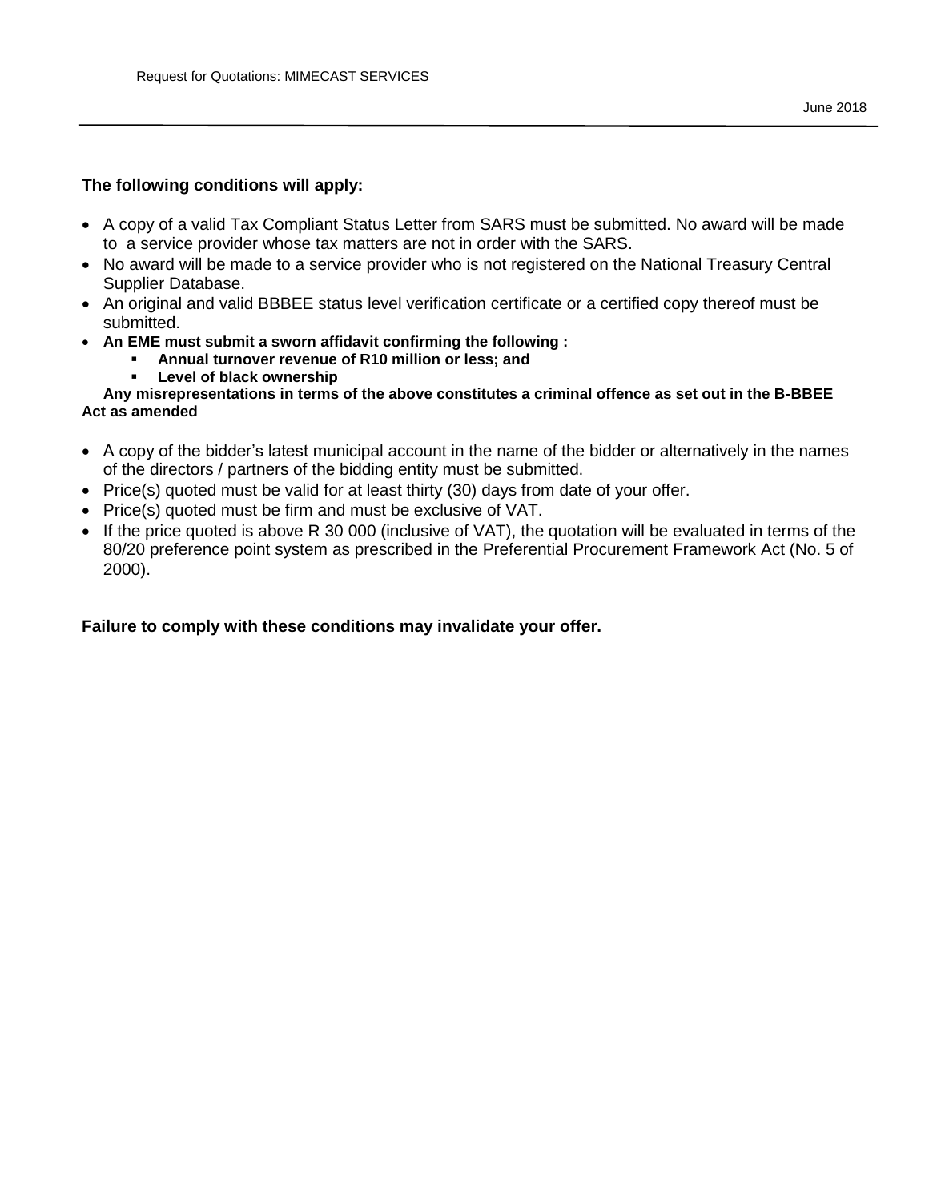**The following conditions will apply:**

- A copy of a valid Tax Compliant Status Letter from SARS must be submitted. No award will be made to a service provider whose tax matters are not in order with the SARS.
- No award will be made to a service provider who is not registered on the National Treasury Central Supplier Database.
- An original and valid BBBEE status level verification certificate or a certified copy thereof must be submitted.
- **An EME must submit a sworn affidavit confirming the following :**
    - **Annual turnover revenue of R10 million or less; and**
    - **Level of black ownership**

**Any misrepresentations in terms of the above constitutes a criminal offence as set out in the B-BBEE Act as amended**

- A copy of the bidder's latest municipal account in the name of the bidder or alternatively in the names of the directors / partners of the bidding entity must be submitted.
- Price(s) quoted must be valid for at least thirty (30) days from date of your offer.
- Price(s) quoted must be firm and must be exclusive of VAT.
- If the price quoted is above R 30 000 (inclusive of VAT), the quotation will be evaluated in terms of the 80/20 preference point system as prescribed in the Preferential Procurement Framework Act (No. 5 of 2000).

**Failure to comply with these conditions may invalidate your offer.**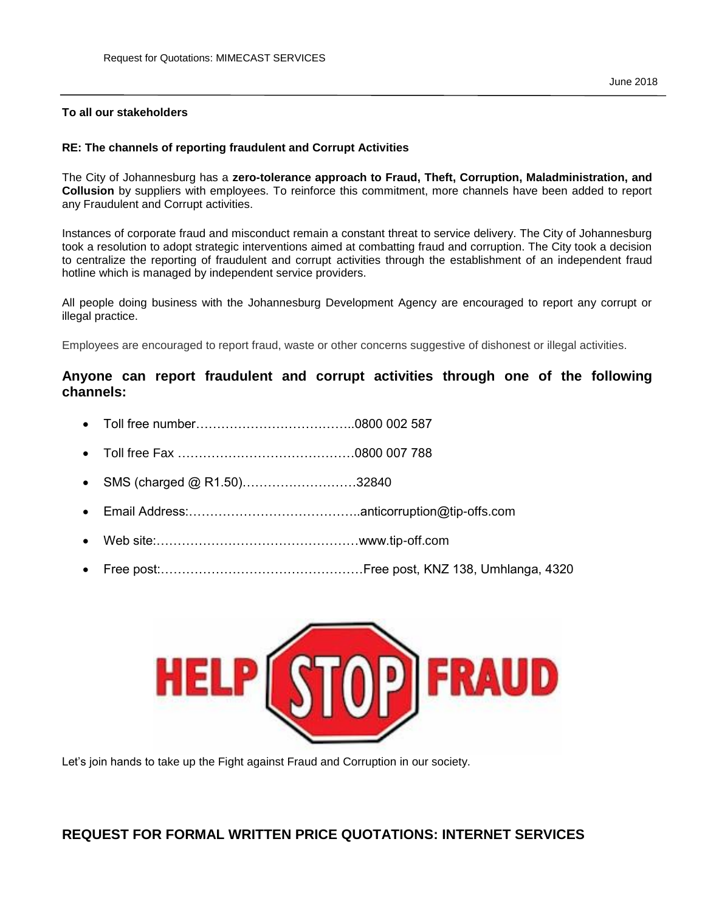**To all our stakeholders**

**RE: The channels of reporting fraudulent and Corrupt Activities**

The City of Johannesburg has a **zero-tolerance approach to Fraud, Theft, Corruption, Maladministration, and Collusion** by suppliers with employees. To reinforce this commitment, more channels have been added to report any Fraudulent and Corrupt activities.

Instances of corporate fraud and misconduct remain a constant threat to service delivery. The City of Johannesburg took a resolution to adopt strategic interventions aimed at combatting fraud and corruption. The City took a decision to centralize the reporting of fraudulent and corrupt activities through the establishment of an independent fraud hotline which is managed by independent service providers.

All people doing business with the Johannesburg Development Agency are encouraged to report any corrupt or illegal practice.

Employees are encouraged to report fraud, waste or other concerns suggestive of dishonest or illegal activities.

## Anyone can report fraudulent and corrupt activities through one of the following channels:

- Toll free number………………………………..0800 002 587
- Toll free Fax ……………………………………0800 007 788
- SMS (charged @ R1.50)………………………32840
- Email Address:………………………………….anticorruption@tip-offs.com
- Web site:…………………………………………www.tip-off.com
- Free post:…………………………………………Free post, KNZ 138, Umhlanga, 4320

HELP STOP FRAUD

Let's join hands to take up the Fight against Fraud and Corruption in our society.

## REQUEST FOR FORMAL WRITTEN PRICE QUOTATIONS: INTERNET SERVICES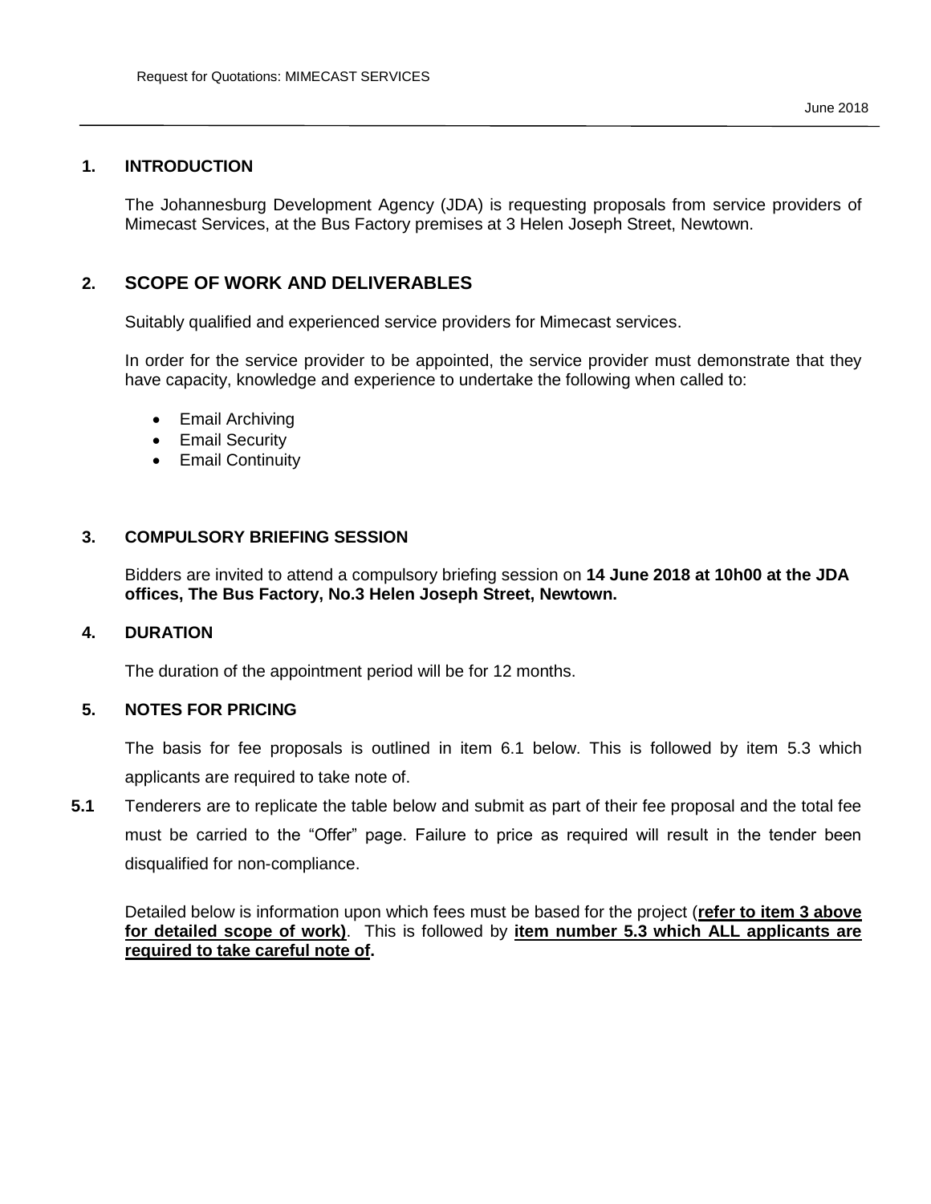## 1. INTRODUCTION

The Johannesburg Development Agency (JDA) is requesting proposals from service providers of Mimecast Services, at the Bus Factory premises at 3 Helen Joseph Street, Newtown.

## 2. SCOPE OF WORK AND DELIVERABLES

Suitably qualified and experienced service providers for Mimecast services.

In order for the service provider to be appointed, the service provider must demonstrate that they have capacity, knowledge and experience to undertake the following when called to:

- Email Archiving
- Email Security
- Email Continuity

## 3. COMPULSORY BRIEFING SESSION

Bidders are invited to attend a compulsory briefing session on **14 June 2018 at 10h00 at the JDA offices, The Bus Factory, No.3 Helen Joseph Street, Newtown.**

## 4. DURATION

The duration of the appointment period will be for 12 months.

## 5. NOTES FOR PRICING

The basis for fee proposals is outlined in item 6.1 below. This is followed by item 5.3 which applicants are required to take note of.

**5.1** Tenderers are to replicate the table below and submit as part of their fee proposal and the total fee must be carried to the "Offer" page. Failure to price as required will result in the tender been disqualified for non-compliance.

Detailed below is information upon which fees must be based for the project (**refer to item 3 above for detailed scope of work)**. This is followed by **item number 5.3 which ALL applicants are required to take careful note of.**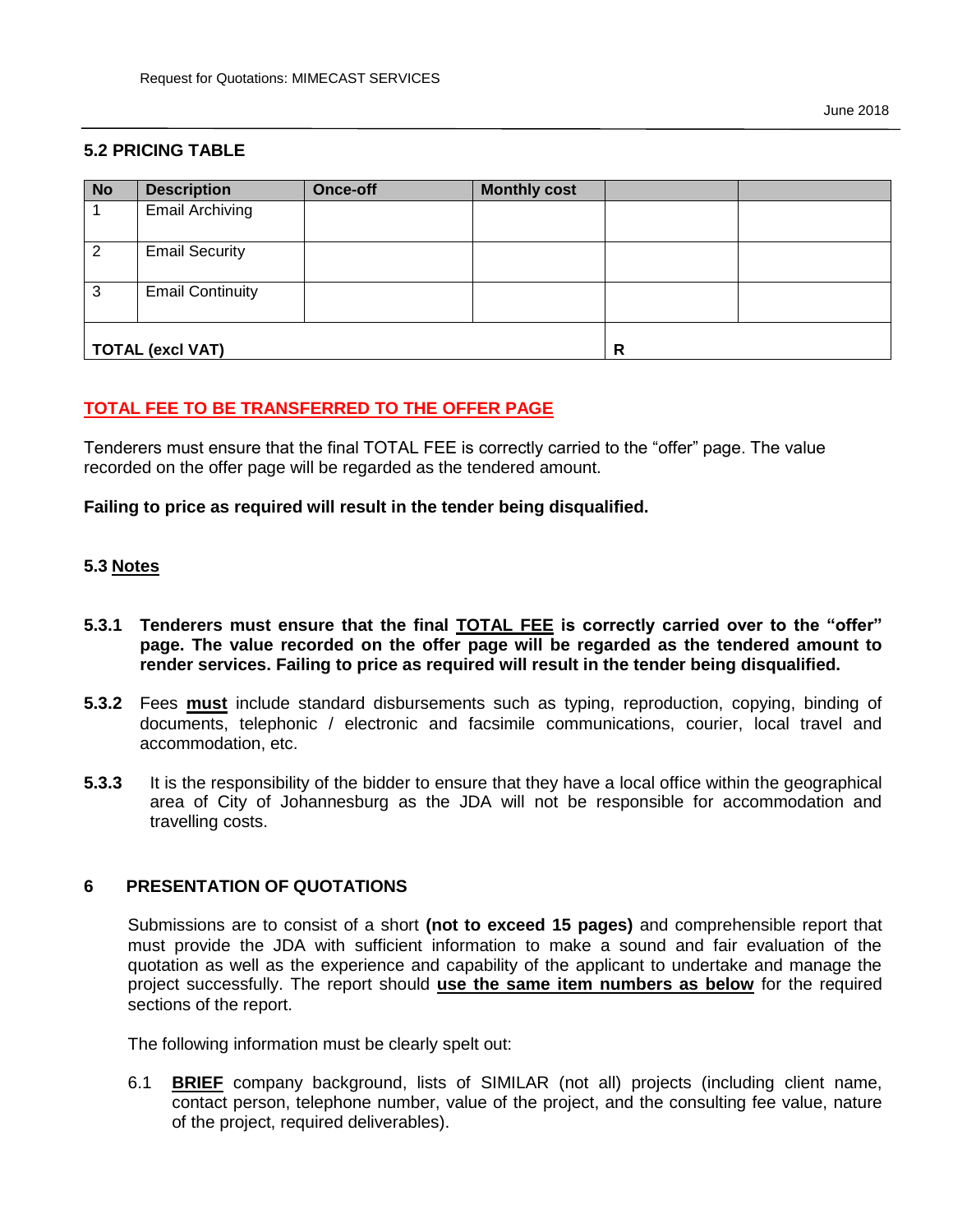### 5.2 PRICING TABLE

| No | Description | Once-off | Monthly cost | | |
|---|---|---|---|---|---|
| 1 | Email Archiving | | | | |
| 2 | Email Security | | | | |
| 3 | Email Continuity | | | | |
| **TOTAL (excl VAT)** | | | | **R** | |

**TOTAL FEE TO BE TRANSFERRED TO THE OFFER PAGE**

Tenderers must ensure that the final TOTAL FEE is correctly carried to the "offer" page. The value recorded on the offer page will be regarded as the tendered amount.

**Failing to price as required will result in the tender being disqualified.**

### 5.3 Notes

**5.3.1** **Tenderers must ensure that the final TOTAL FEE is correctly carried over to the "offer" page. The value recorded on the offer page will be regarded as the tendered amount to render services. Failing to price as required will result in the tender being disqualified.**

**5.3.2** Fees **must** include standard disbursements such as typing, reproduction, copying, binding of documents, telephonic / electronic and facsimile communications, courier, local travel and accommodation, etc.

**5.3.3** It is the responsibility of the bidder to ensure that they have a local office within the geographical area of City of Johannesburg as the JDA will not be responsible for accommodation and travelling costs.

## 6 PRESENTATION OF QUOTATIONS

Submissions are to consist of a short **(not to exceed 15 pages)** and comprehensible report that must provide the JDA with sufficient information to make a sound and fair evaluation of the quotation as well as the experience and capability of the applicant to undertake and manage the project successfully. The report should **use the same item numbers as below** for the required sections of the report.

The following information must be clearly spelt out:

6.1 **BRIEF** company background, lists of SIMILAR (not all) projects (including client name, contact person, telephone number, value of the project, and the consulting fee value, nature of the project, required deliverables).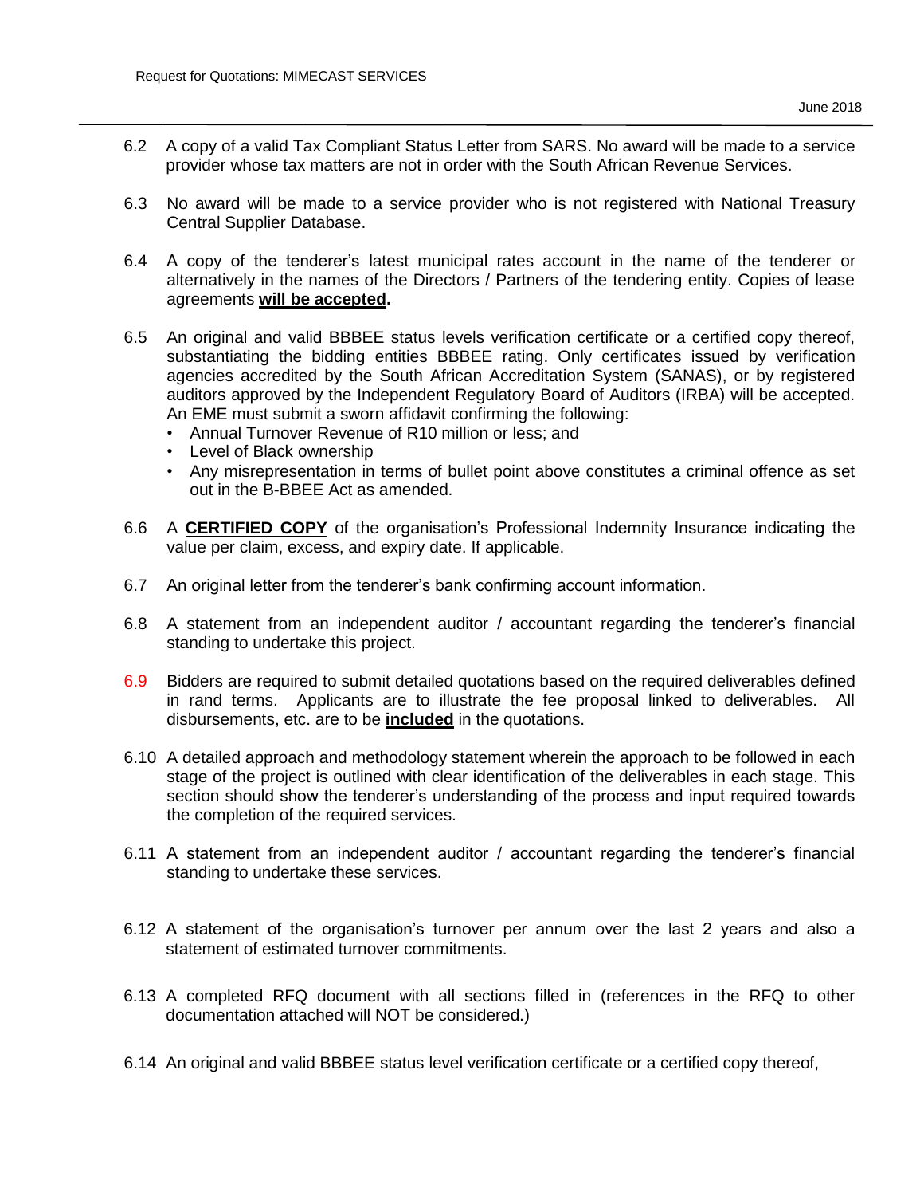6.2 A copy of a valid Tax Compliant Status Letter from SARS. No award will be made to a service provider whose tax matters are not in order with the South African Revenue Services.

6.3 No award will be made to a service provider who is not registered with National Treasury Central Supplier Database.

6.4 A copy of the tenderer's latest municipal rates account in the name of the tenderer or alternatively in the names of the Directors / Partners of the tendering entity. Copies of lease agreements **will be accepted.**

6.5 An original and valid BBBEE status levels verification certificate or a certified copy thereof, substantiating the bidding entities BBBEE rating. Only certificates issued by verification agencies accredited by the South African Accreditation System (SANAS), or by registered auditors approved by the Independent Regulatory Board of Auditors (IRBA) will be accepted. An EME must submit a sworn affidavit confirming the following:

- Annual Turnover Revenue of R10 million or less; and
- Level of Black ownership
- Any misrepresentation in terms of bullet point above constitutes a criminal offence as set out in the B-BBEE Act as amended.

6.6 A **CERTIFIED COPY** of the organisation's Professional Indemnity Insurance indicating the value per claim, excess, and expiry date. If applicable.

6.7 An original letter from the tenderer's bank confirming account information.

6.8 A statement from an independent auditor / accountant regarding the tenderer's financial standing to undertake this project.

6.9 Bidders are required to submit detailed quotations based on the required deliverables defined in rand terms. Applicants are to illustrate the fee proposal linked to deliverables. All disbursements, etc. are to be **included** in the quotations.

6.10 A detailed approach and methodology statement wherein the approach to be followed in each stage of the project is outlined with clear identification of the deliverables in each stage. This section should show the tenderer's understanding of the process and input required towards the completion of the required services.

6.11 A statement from an independent auditor / accountant regarding the tenderer's financial standing to undertake these services.

6.12 A statement of the organisation's turnover per annum over the last 2 years and also a statement of estimated turnover commitments.

6.13 A completed RFQ document with all sections filled in (references in the RFQ to other documentation attached will NOT be considered.)

6.14 An original and valid BBBEE status level verification certificate or a certified copy thereof,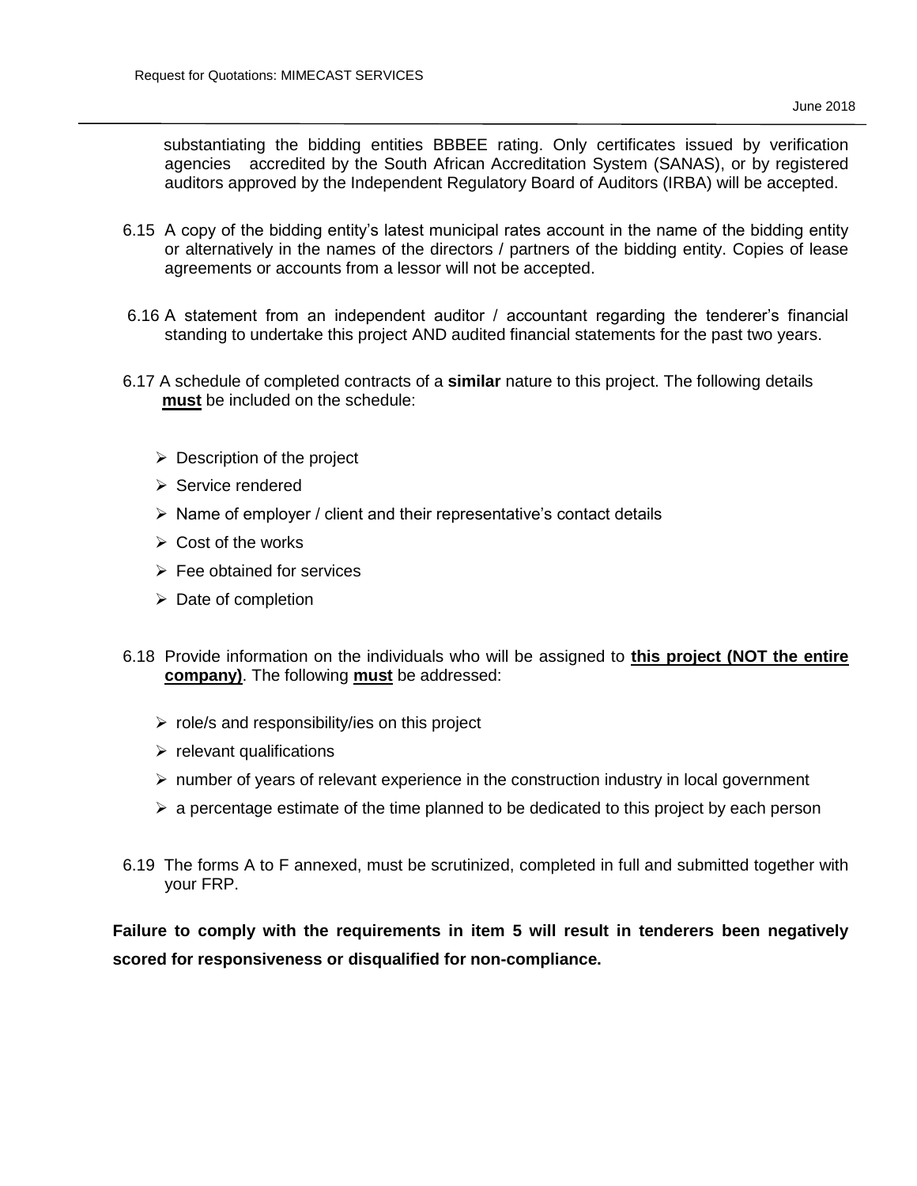substantiating the bidding entities BBBEE rating. Only certificates issued by verification agencies accredited by the South African Accreditation System (SANAS), or by registered auditors approved by the Independent Regulatory Board of Auditors (IRBA) will be accepted.

6.15 A copy of the bidding entity's latest municipal rates account in the name of the bidding entity or alternatively in the names of the directors / partners of the bidding entity. Copies of lease agreements or accounts from a lessor will not be accepted.

6.16 A statement from an independent auditor / accountant regarding the tenderer's financial standing to undertake this project AND audited financial statements for the past two years.

6.17 A schedule of completed contracts of a **similar** nature to this project. The following details **<u>must</u>** be included on the schedule:

- Description of the project
- Service rendered
- Name of employer / client and their representative's contact details
- Cost of the works
- Fee obtained for services
- Date of completion

6.18 Provide information on the individuals who will be assigned to **<u>this project (NOT the entire company)</u>**. The following **<u>must</u>** be addressed:

- role/s and responsibility/ies on this project
- relevant qualifications
- number of years of relevant experience in the construction industry in local government
- a percentage estimate of the time planned to be dedicated to this project by each person

6.19 The forms A to F annexed, must be scrutinized, completed in full and submitted together with your FRP.

**Failure to comply with the requirements in item 5 will result in tenderers been negatively scored for responsiveness or disqualified for non-compliance.**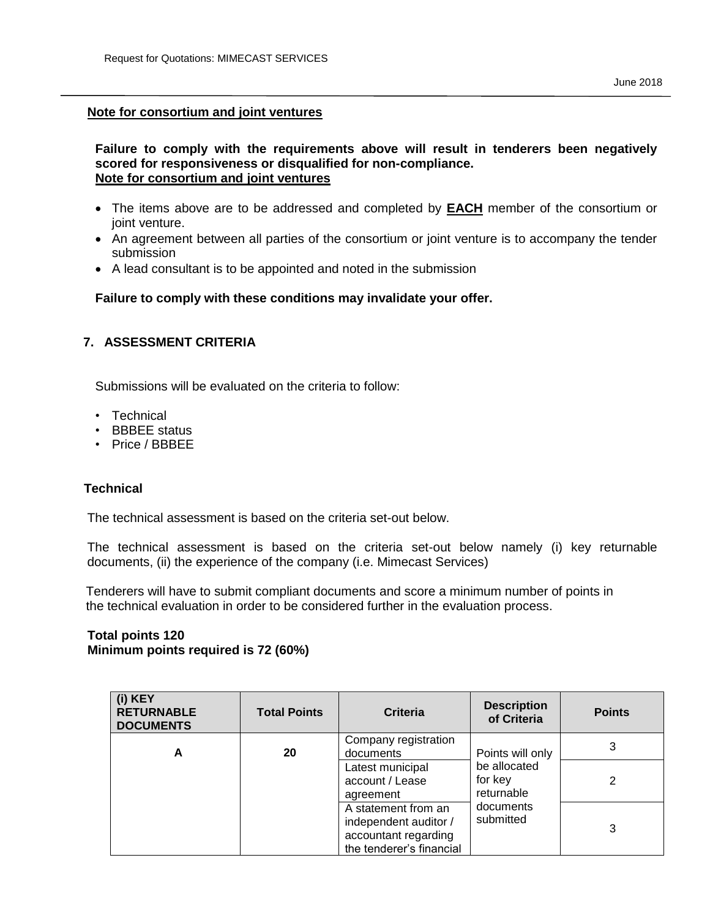**Note for consortium and joint ventures**

**Failure to comply with the requirements above will result in tenderers been negatively scored for responsiveness or disqualified for non-compliance.**
**Note for consortium and joint ventures**

- The items above are to be addressed and completed by **EACH** member of the consortium or joint venture.
- An agreement between all parties of the consortium or joint venture is to accompany the tender submission
- A lead consultant is to be appointed and noted in the submission

**Failure to comply with these conditions may invalidate your offer.**

## 7. ASSESSMENT CRITERIA

Submissions will be evaluated on the criteria to follow:

- Technical
- BBBEE status
- Price / BBBEE

### Technical

The technical assessment is based on the criteria set-out below.

The technical assessment is based on the criteria set-out below namely (i) key returnable documents, (ii) the experience of the company (i.e. Mimecast Services)

Tenderers will have to submit compliant documents and score a minimum number of points in the technical evaluation in order to be considered further in the evaluation process.

**Total points 120**
**Minimum points required is 72 (60%)**

| (i) KEY RETURNABLE DOCUMENTS | Total Points | Criteria | Description of Criteria | Points |
|---|---|---|---|---|
| A | 20 | Company registration documents | Points will only be allocated for key returnable documents submitted | 3 |
| | | Latest municipal account / Lease agreement | | 2 |
| | | A statement from an independent auditor / accountant regarding the tenderer's financial | | 3 |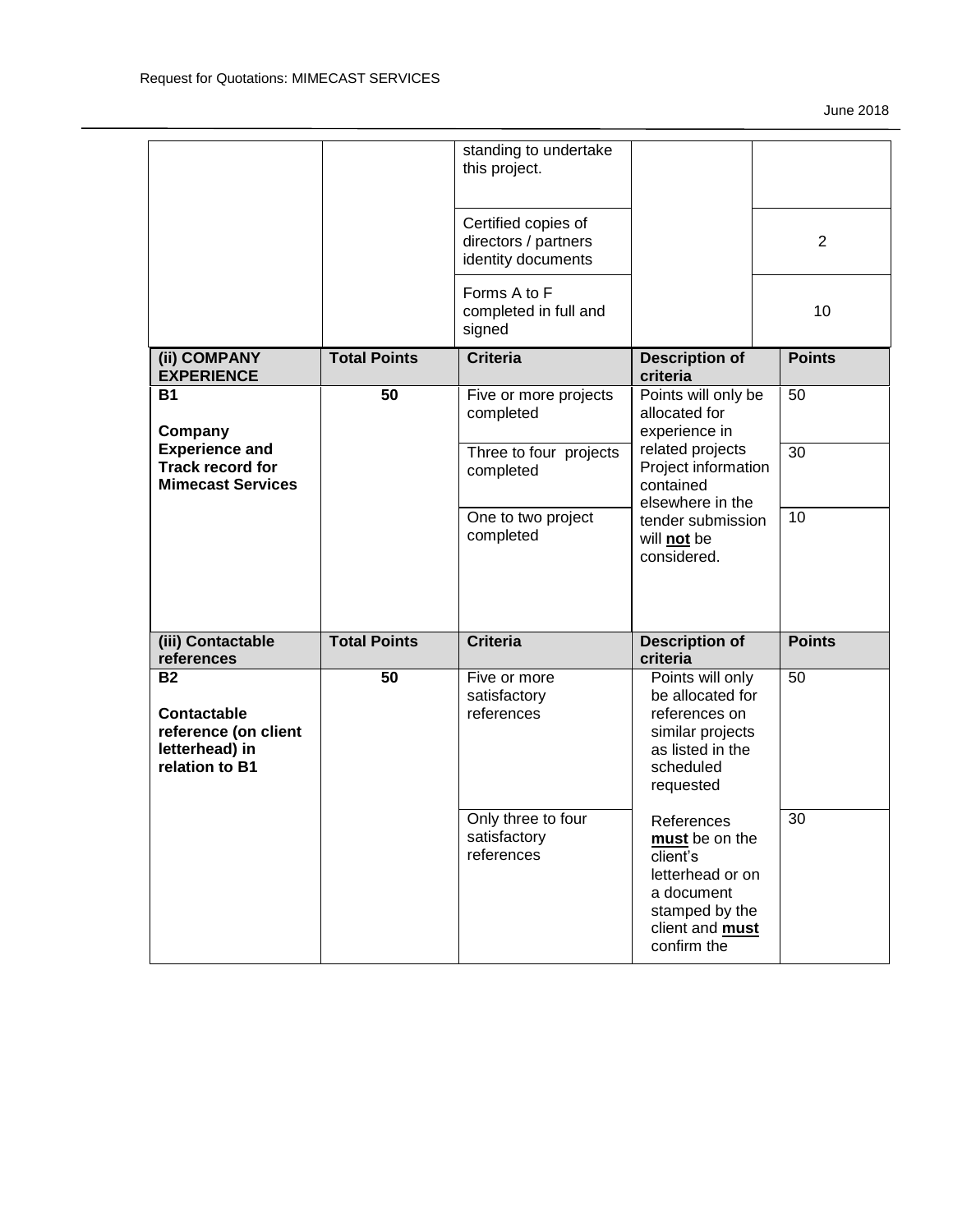| | | Criteria | Description of criteria | Points |
|---|---|---|---|---|
| | | standing to undertake this project. | | |
| | | Certified copies of directors / partners identity documents | | 2 |
| | | Forms A to F completed in full and signed | | 10 |
| **(ii) COMPANY EXPERIENCE** | **Total Points** | **Criteria** | **Description of criteria** | **Points** |
| **B1** **Company Experience and Track record for Mimecast Services** | **50** | Five or more projects completed | Points will only be allocated for experience in related projects Project information contained elsewhere in the tender submission will **not** be considered. | 50 |
| | | Three to four projects completed | | 30 |
| | | One to two project completed | | 10 |
| **(iii) Contactable references** | **Total Points** | **Criteria** | **Description of criteria** | **Points** |
| **B2** **Contactable reference (on client letterhead) in relation to B1** | **50** | Five or more satisfactory references | Points will only be allocated for references on similar projects as listed in the scheduled requested | 50 |
| | | Only three to four satisfactory references | References **must** be on the client's letterhead or on a document stamped by the client and **must** confirm the | 30 |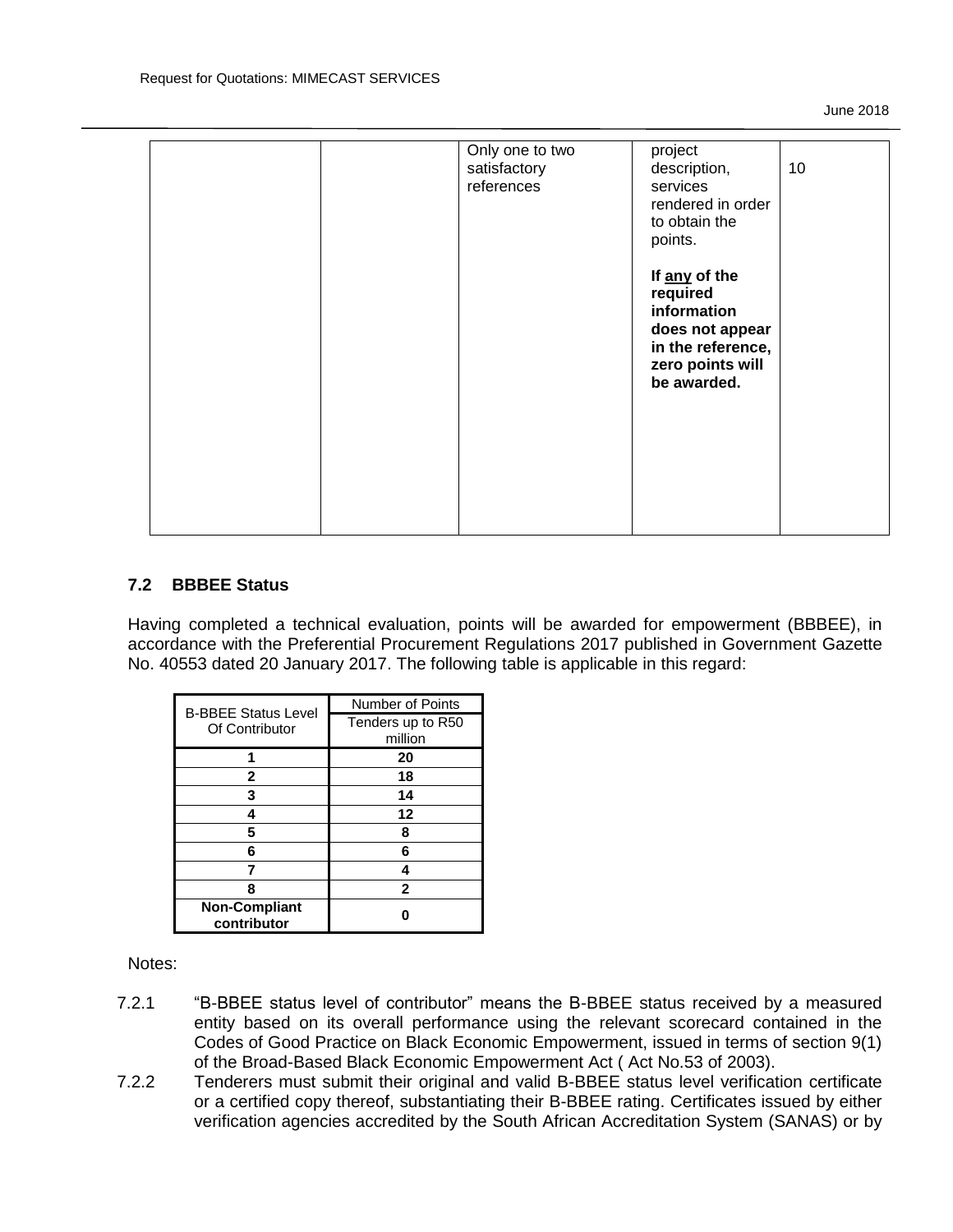| | | Only one to two satisfactory references | project description, services rendered in order to obtain the points.<br><br>**If <u>any</u> of the required information does not appear in the reference, zero points will be awarded.** | 10 |
|---|---|---|---|---|

### 7.2 BBBEE Status

Having completed a technical evaluation, points will be awarded for empowerment (BBBEE), in accordance with the Preferential Procurement Regulations 2017 published in Government Gazette No. 40553 dated 20 January 2017. The following table is applicable in this regard:

| B-BBEE Status Level Of Contributor | Number of Points |
|---|---|
| | Tenders up to R50 million |
| **1** | **20** |
| **2** | **18** |
| **3** | **14** |
| **4** | **12** |
| **5** | **8** |
| **6** | **6** |
| **7** | **4** |
| **8** | **2** |
| **Non-Compliant contributor** | **0** |

Notes:

7.2.1 "B-BBEE status level of contributor" means the B-BBEE status received by a measured entity based on its overall performance using the relevant scorecard contained in the Codes of Good Practice on Black Economic Empowerment, issued in terms of section 9(1) of the Broad-Based Black Economic Empowerment Act ( Act No.53 of 2003).

7.2.2 Tenderers must submit their original and valid B-BBEE status level verification certificate or a certified copy thereof, substantiating their B-BBEE rating. Certificates issued by either verification agencies accredited by the South African Accreditation System (SANAS) or by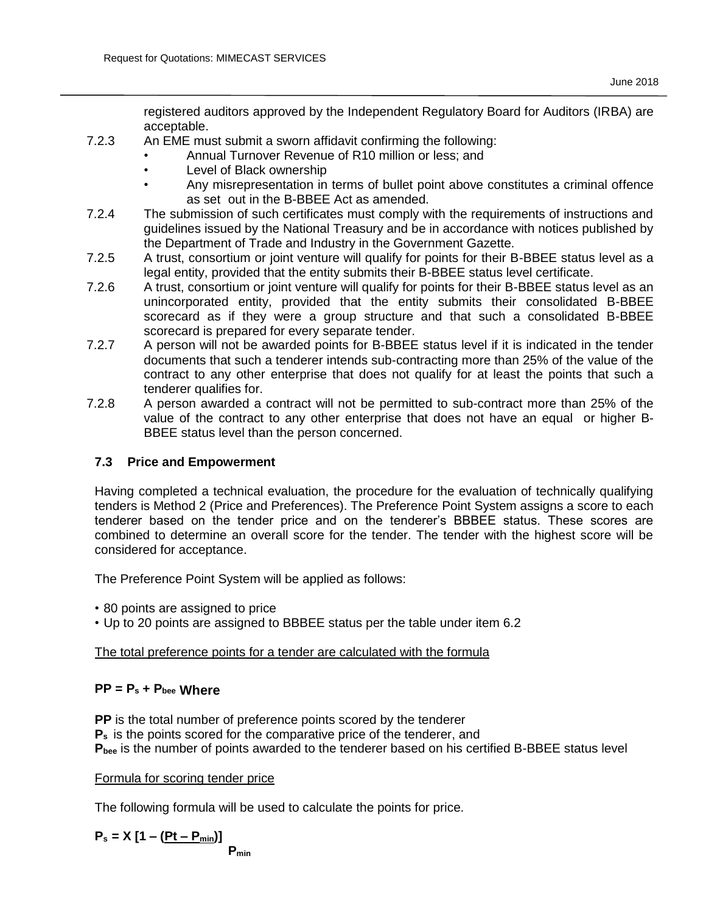registered auditors approved by the Independent Regulatory Board for Auditors (IRBA) are acceptable.

7.2.3 An EME must submit a sworn affidavit confirming the following:

- Annual Turnover Revenue of R10 million or less; and
- Level of Black ownership
- Any misrepresentation in terms of bullet point above constitutes a criminal offence as set out in the B-BBEE Act as amended.

7.2.4 The submission of such certificates must comply with the requirements of instructions and guidelines issued by the National Treasury and be in accordance with notices published by the Department of Trade and Industry in the Government Gazette.

7.2.5 A trust, consortium or joint venture will qualify for points for their B-BBEE status level as a legal entity, provided that the entity submits their B-BBEE status level certificate.

7.2.6 A trust, consortium or joint venture will qualify for points for their B-BBEE status level as an unincorporated entity, provided that the entity submits their consolidated B-BBEE scorecard as if they were a group structure and that such a consolidated B-BBEE scorecard is prepared for every separate tender.

7.2.7 A person will not be awarded points for B-BBEE status level if it is indicated in the tender documents that such a tenderer intends sub-contracting more than 25% of the value of the contract to any other enterprise that does not qualify for at least the points that such a tenderer qualifies for.

7.2.8 A person awarded a contract will not be permitted to sub-contract more than 25% of the value of the contract to any other enterprise that does not have an equal or higher B-BBEE status level than the person concerned.

### 7.3 Price and Empowerment

Having completed a technical evaluation, the procedure for the evaluation of technically qualifying tenders is Method 2 (Price and Preferences). The Preference Point System assigns a score to each tenderer based on the tender price and on the tenderer's BBBEE status. These scores are combined to determine an overall score for the tender. The tender with the highest score will be considered for acceptance.

The Preference Point System will be applied as follows:

- 80 points are assigned to price
- Up to 20 points are assigned to BBBEE status per the table under item 6.2

The total preference points for a tender are calculated with the formula

**$PP = P_s + P_{bee}$ Where**

**PP** is the total number of preference points scored by the tenderer
**$P_s$** is the points scored for the comparative price of the tenderer, and
**$P_{bee}$** is the number of points awarded to the tenderer based on his certified B-BBEE status level

Formula for scoring tender price

The following formula will be used to calculate the points for price.

$$P_s = X\left[1 - \frac{(Pt - P_{min})}{P_{min}}\right]$$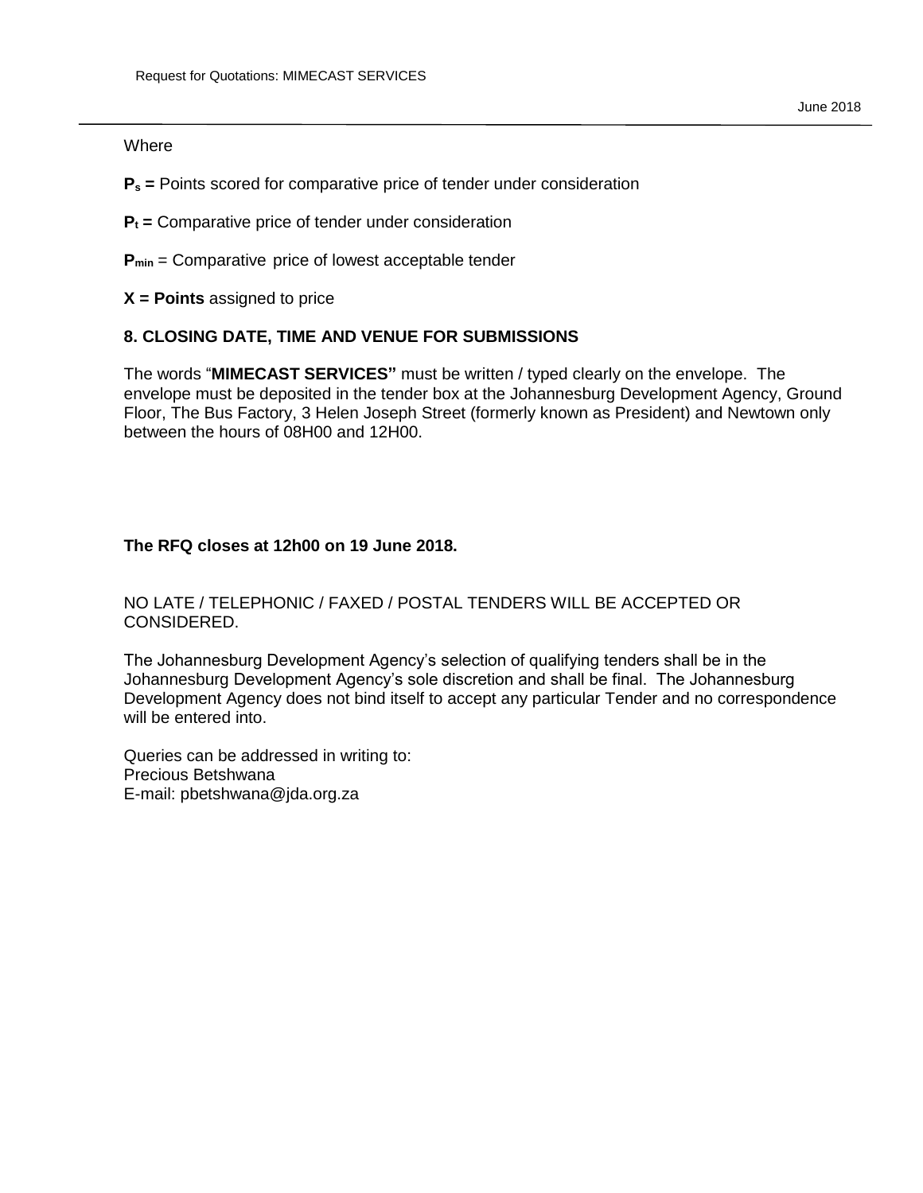Where

$P_s$ **=** Points scored for comparative price of tender under consideration

$P_t$ **=** Comparative price of tender under consideration

$P_{min}$ = Comparative price of lowest acceptable tender

**X = Points** assigned to price

## 8. CLOSING DATE, TIME AND VENUE FOR SUBMISSIONS

The words "**MIMECAST SERVICES"** must be written / typed clearly on the envelope. The envelope must be deposited in the tender box at the Johannesburg Development Agency, Ground Floor, The Bus Factory, 3 Helen Joseph Street (formerly known as President) and Newtown only between the hours of 08H00 and 12H00.

**The RFQ closes at 12h00 on 19 June 2018.**

NO LATE / TELEPHONIC / FAXED / POSTAL TENDERS WILL BE ACCEPTED OR CONSIDERED.

The Johannesburg Development Agency's selection of qualifying tenders shall be in the Johannesburg Development Agency's sole discretion and shall be final. The Johannesburg Development Agency does not bind itself to accept any particular Tender and no correspondence will be entered into.

Queries can be addressed in writing to:
Precious Betshwana
E-mail: pbetshwana@jda.org.za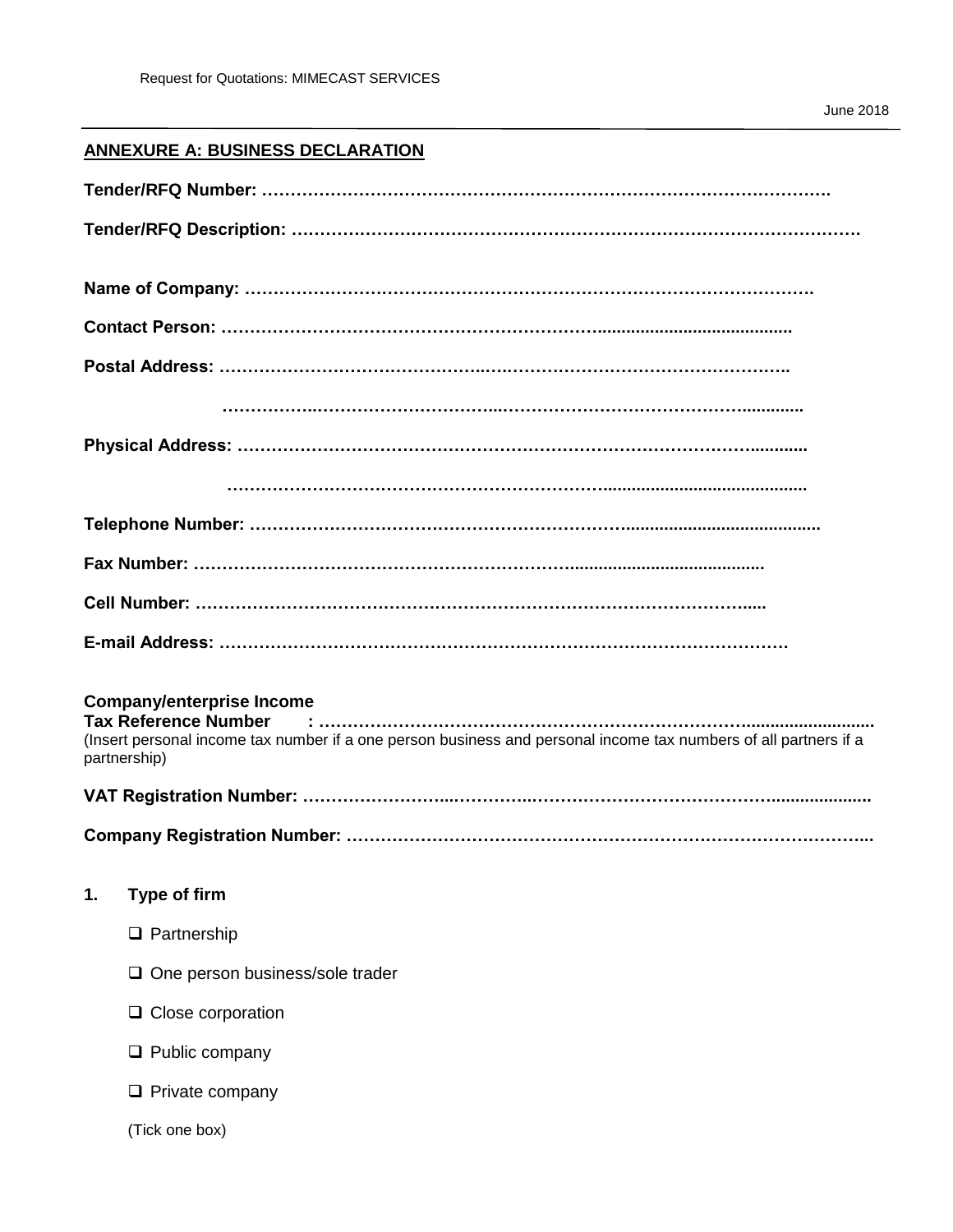## ANNEXURE A: BUSINESS DECLARATION

**Tender/RFQ Number: …………………………………………………………………………………………….**

**Tender/RFQ Description: ……………………………………………………………………………………….**

**Name of Company: ………………………………………………………………………………………….**

**Contact Person: ………………………………………………………….........................................**

**Postal Address: ……………………………………..……………………………………………..**

**……………..…………………………..………………………………………….............**

**Physical Address: ………………………………………………………………………………...........**

**…………………………………………………………….........................................**

**Telephone Number: …………………………………………………………........................................**

**Fax Number: ………………………………………………………………………...............................**

**Cell Number: ……………………….……………………………………………………………......**

**E-mail Address: ……………………………………………………………………………………….**

**Company/enterprise Income Tax Reference Number : ……………………………………………………………………….........................**

(Insert personal income tax number if a one person business and personal income tax numbers of all partners if a partnership)

**VAT Registration Number: ……………………..………..…………………………………………....................**

**Company Registration Number: ………………………………………………………………………………...**

### 1. Type of firm

- ❑ Partnership
- ❑ One person business/sole trader
- ❑ Close corporation
- ❑ Public company
- ❑ Private company

(Tick one box)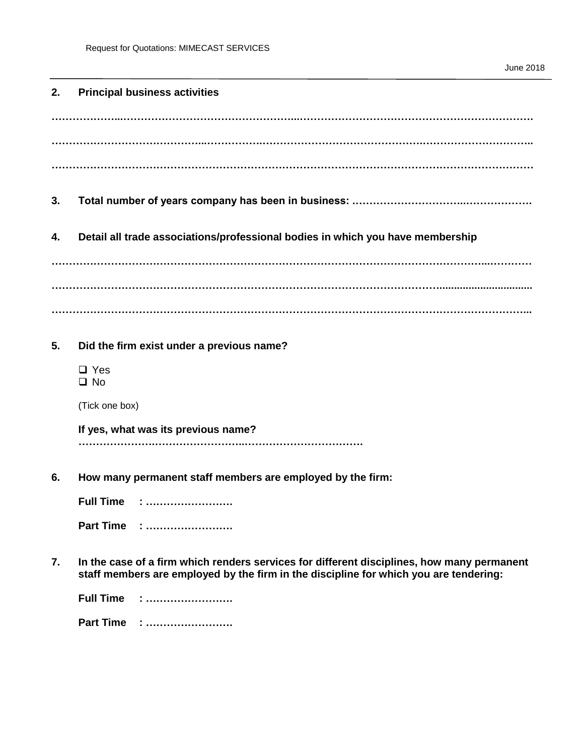**2. Principal business activities**

……………………………………………………………………………………………………………………

……………………………………………………………………………………………………………………

……………………………………………………………………………………………………………………

**3. Total number of years company has been in business: ……………………………………………**

**4. Detail all trade associations/professional bodies in which you have membership**

……………………………………………………………………………………………………………………

……………………………………………………………………………………………………………………

……………………………………………………………………………………………………………………

**5. Did the firm exist under a previous name?**

- ❑ Yes
- ❑ No

(Tick one box)

**If yes, what was its previous name?**
**……………………………………………………………………………**

**6. How many permanent staff members are employed by the firm:**

**Full Time : …………………….**

**Part Time : …………………….**

**7. In the case of a firm which renders services for different disciplines, how many permanent staff members are employed by the firm in the discipline for which you are tendering:**

**Full Time : …………………….**

**Part Time : …………………….**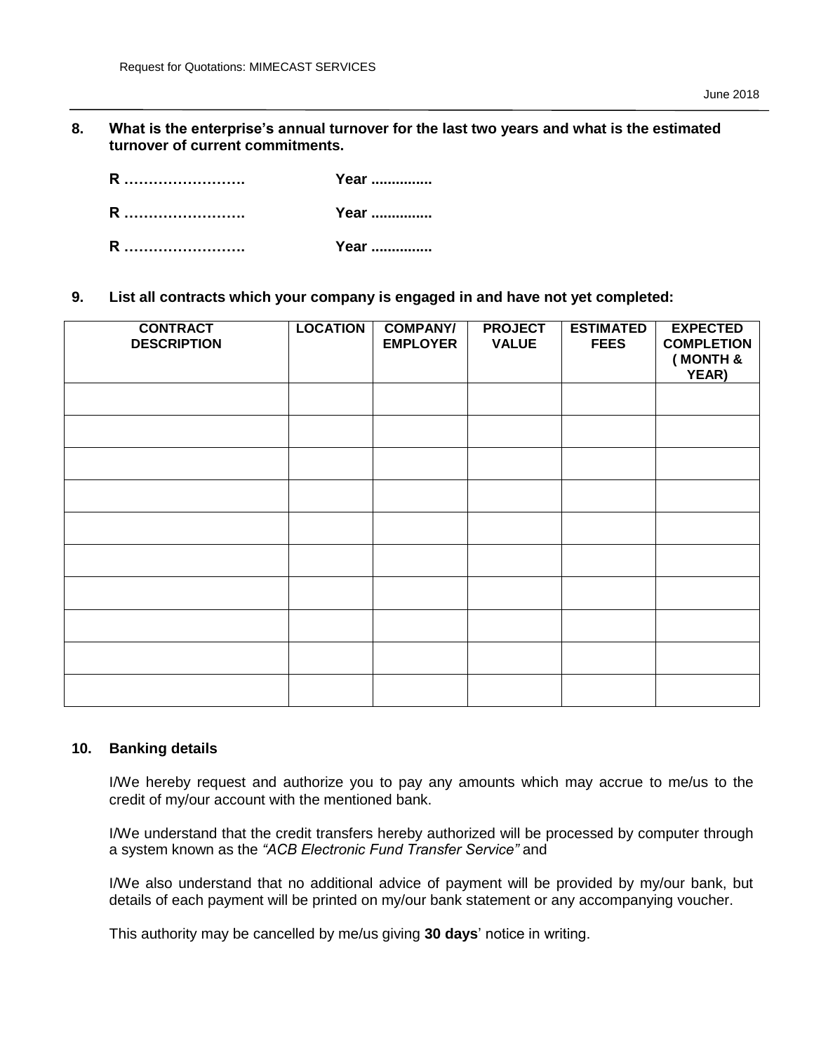**8. What is the enterprise's annual turnover for the last two years and what is the estimated turnover of current commitments.**

**R ……………………. Year ...............**

**R ……………………. Year ...............**

**R ……………………. Year ...............**

**9. List all contracts which your company is engaged in and have not yet completed:**

| CONTRACT DESCRIPTION | LOCATION | COMPANY/ EMPLOYER | PROJECT VALUE | ESTIMATED FEES | EXPECTED COMPLETION ( MONTH & YEAR) |
|---|---|---|---|---|---|
| | | | | | |
| | | | | | |
| | | | | | |
| | | | | | |
| | | | | | |
| | | | | | |
| | | | | | |
| | | | | | |
| | | | | | |
| | | | | | |

**10. Banking details**

I/We hereby request and authorize you to pay any amounts which may accrue to me/us to the credit of my/our account with the mentioned bank.

I/We understand that the credit transfers hereby authorized will be processed by computer through a system known as the *"ACB Electronic Fund Transfer Service"* and

I/We also understand that no additional advice of payment will be provided by my/our bank, but details of each payment will be printed on my/our bank statement or any accompanying voucher.

This authority may be cancelled by me/us giving **30 days**' notice in writing.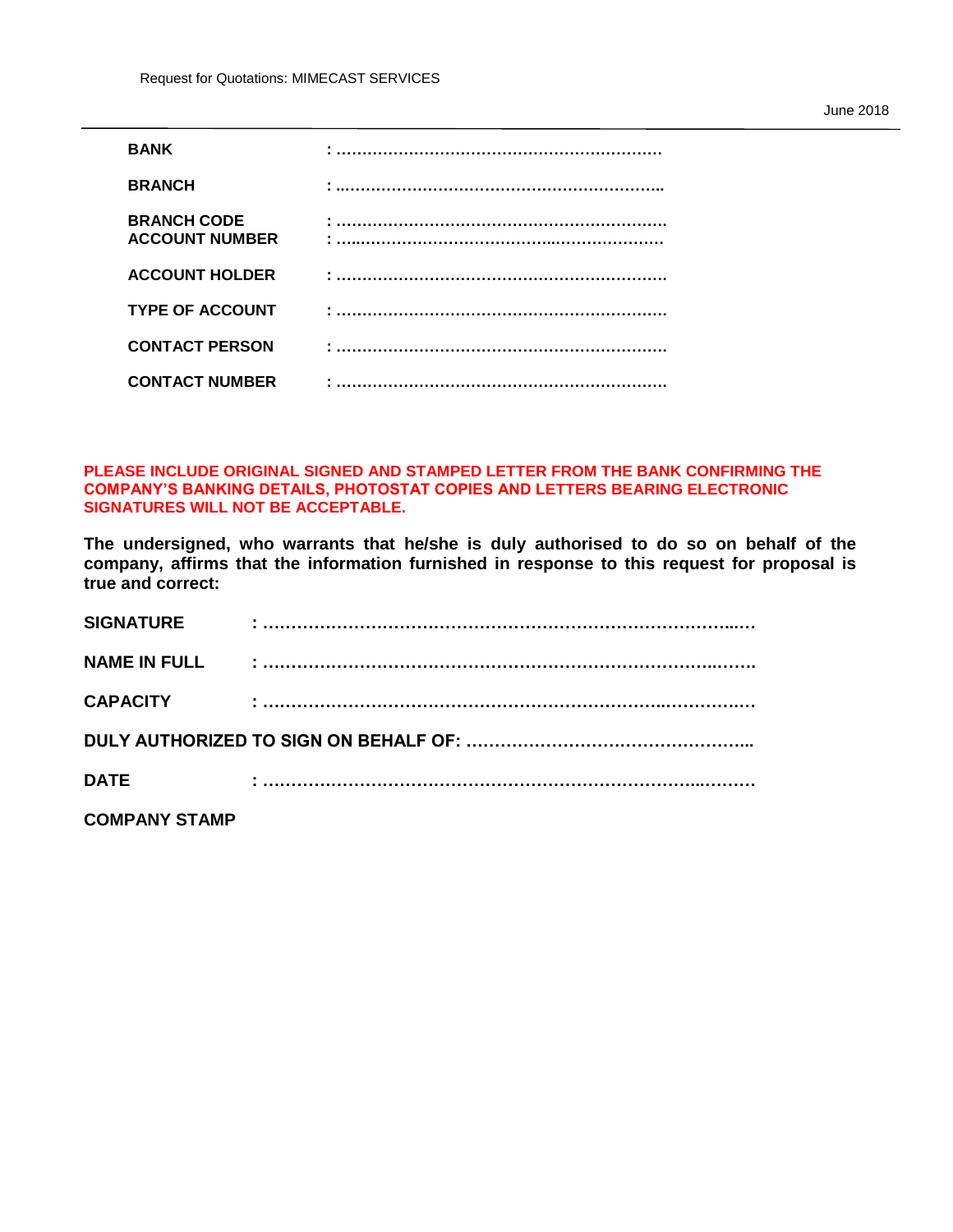**BANK** : …………………………………………………………

**BRANCH** : …………………………………………………………

**BRANCH CODE** : …………………………………………………………
**ACCOUNT NUMBER** : …………………………………………………………

**ACCOUNT HOLDER** : …………………………………………………………

**TYPE OF ACCOUNT** : …………………………………………………………

**CONTACT PERSON** : …………………………………………………………

**CONTACT NUMBER** : …………………………………………………………

**PLEASE INCLUDE ORIGINAL SIGNED AND STAMPED LETTER FROM THE BANK CONFIRMING THE COMPANY'S BANKING DETAILS, PHOTOSTAT COPIES AND LETTERS BEARING ELECTRONIC SIGNATURES WILL NOT BE ACCEPTABLE.**

**The undersigned, who warrants that he/she is duly authorised to do so on behalf of the company, affirms that the information furnished in response to this request for proposal is true and correct:**

**SIGNATURE** : …………………………………………………………………………

**NAME IN FULL** : …………………………………………………………………………

**CAPACITY** : …………………………………………………………………………

**DULY AUTHORIZED TO SIGN ON BEHALF OF:** …………………………………………

**DATE** : …………………………………………………………………………

**COMPANY STAMP**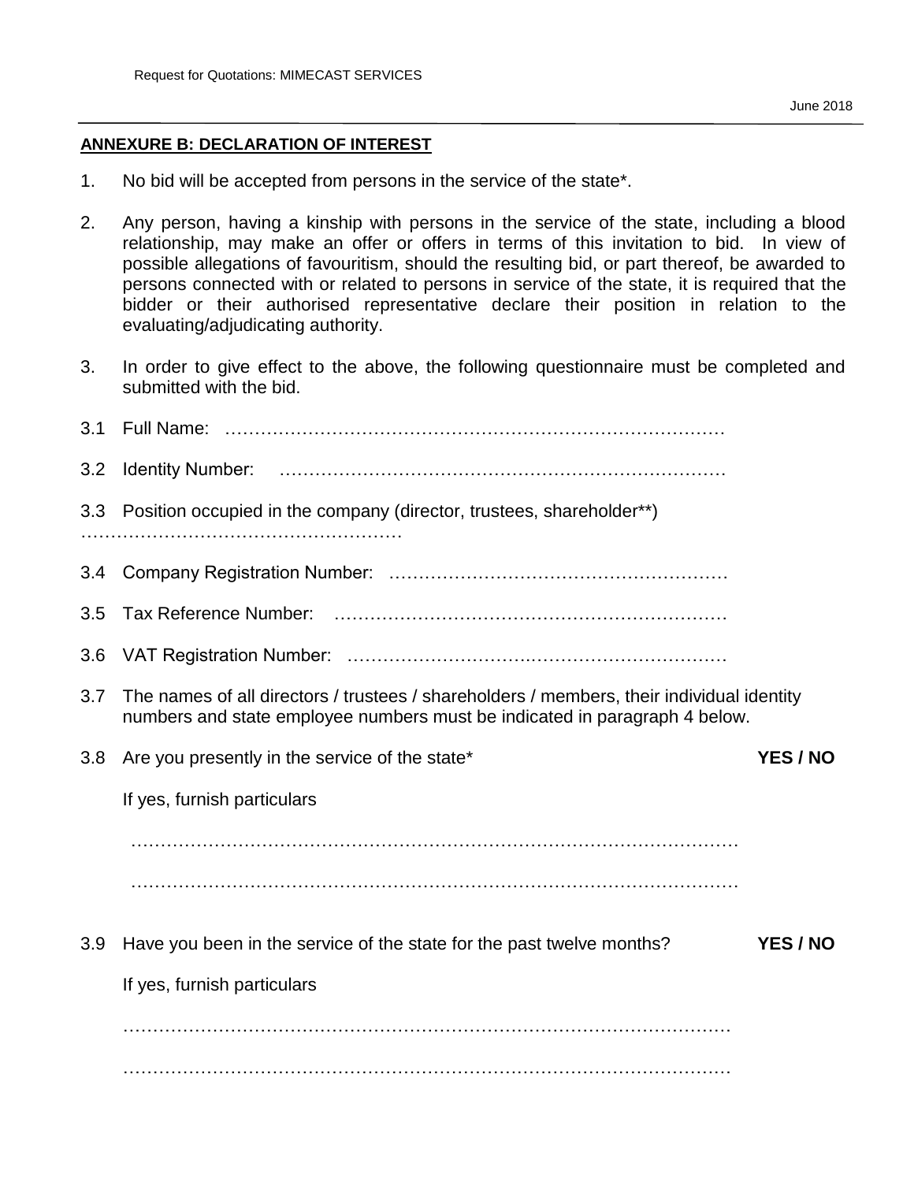**ANNEXURE B: DECLARATION OF INTEREST**

1. No bid will be accepted from persons in the service of the state*.

2. Any person, having a kinship with persons in the service of the state, including a blood relationship, may make an offer or offers in terms of this invitation to bid. In view of possible allegations of favouritism, should the resulting bid, or part thereof, be awarded to persons connected with or related to persons in service of the state, it is required that the bidder or their authorised representative declare their position in relation to the evaluating/adjudicating authority.

3. In order to give effect to the above, the following questionnaire must be completed and submitted with the bid.

3.1 Full Name: …………………………………………………………………………

3.2 Identity Number: …………………………………………………………………

3.3 Position occupied in the company (director, trustees, shareholder**)
………………………………………………

3.4 Company Registration Number: …………………………………………………

3.5 Tax Reference Number: …………………………………………………………

3.6 VAT Registration Number: ………………………………………………………

3.7 The names of all directors / trustees / shareholders / members, their individual identity numbers and state employee numbers must be indicated in paragraph 4 below.

3.8 Are you presently in the service of the state* **YES / NO**

If yes, furnish particulars

…………………………………………………………………………………………

…………………………………………………………………………………………

3.9 Have you been in the service of the state for the past twelve months? **YES / NO**

If yes, furnish particulars

…………………………………………………………………………………………

…………………………………………………………………………………………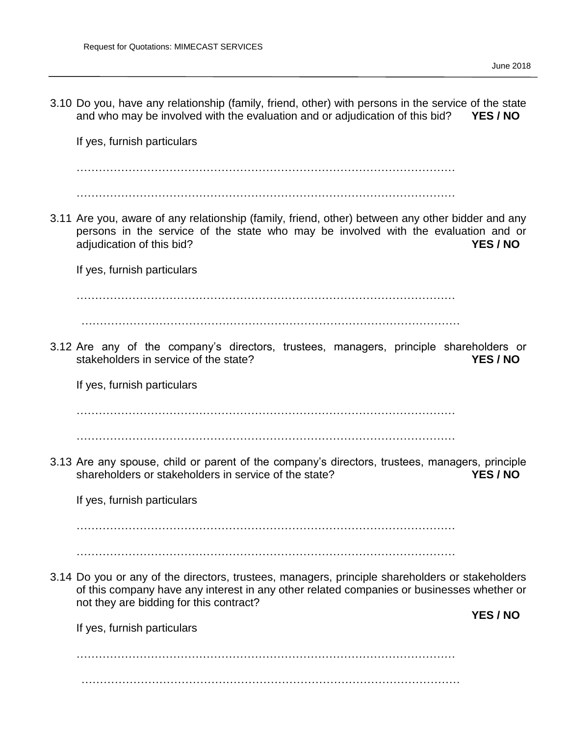3.10 Do you, have any relationship (family, friend, other) with persons in the service of the state and who may be involved with the evaluation and or adjudication of this bid? **YES / NO**

If yes, furnish particulars

…………………………………………………………………………………………

…………………………………………………………………………………………

3.11 Are you, aware of any relationship (family, friend, other) between any other bidder and any persons in the service of the state who may be involved with the evaluation and or adjudication of this bid? **YES / NO**

If yes, furnish particulars

…………………………………………………………………………………………

…………………………………………………………………………………………

3.12 Are any of the company's directors, trustees, managers, principle shareholders or stakeholders in service of the state? **YES / NO**

If yes, furnish particulars

…………………………………………………………………………………………

…………………………………………………………………………………………

3.13 Are any spouse, child or parent of the company's directors, trustees, managers, principle shareholders or stakeholders in service of the state? **YES / NO**

If yes, furnish particulars

…………………………………………………………………………………………

…………………………………………………………………………………………

3.14 Do you or any of the directors, trustees, managers, principle shareholders or stakeholders of this company have any interest in any other related companies or businesses whether or not they are bidding for this contract?

**YES / NO**

If yes, furnish particulars

…………………………………………………………………………………………

…………………………………………………………………………………………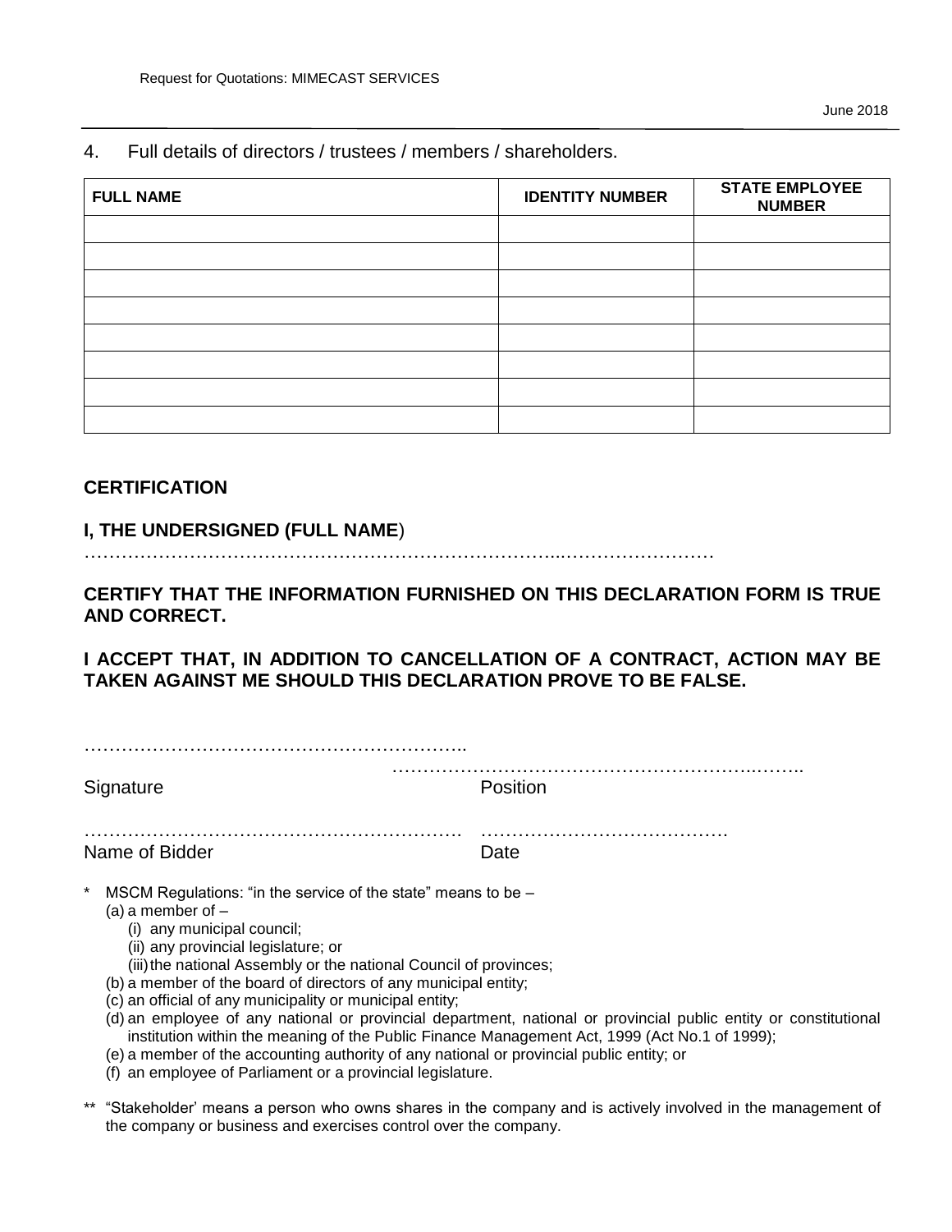4. Full details of directors / trustees / members / shareholders.

| FULL NAME | IDENTITY NUMBER | STATE EMPLOYEE NUMBER |
|---|---|---|
| | | |
| | | |
| | | |
| | | |
| | | |
| | | |
| | | |
| | | |

## CERTIFICATION

**I, THE UNDERSIGNED (FULL NAME**)
……………………………………………………………………...……………………

**CERTIFY THAT THE INFORMATION FURNISHED ON THIS DECLARATION FORM IS TRUE AND CORRECT.**

**I ACCEPT THAT, IN ADDITION TO CANCELLATION OF A CONTRACT, ACTION MAY BE TAKEN AGAINST ME SHOULD THIS DECLARATION PROVE TO BE FALSE.**

……………………………………………………..
Signature

……………………………………………………..……..
Position

…………………………………………………….
Name of Bidder

…………………………………
Date

\* MSCM Regulations: "in the service of the state" means to be –
  (a) a member of –
    (i) any municipal council;
    (ii) any provincial legislature; or
    (iii) the national Assembly or the national Council of provinces;
  (b) a member of the board of directors of any municipal entity;
  (c) an official of any municipality or municipal entity;
  (d) an employee of any national or provincial department, national or provincial public entity or constitutional institution within the meaning of the Public Finance Management Act, 1999 (Act No.1 of 1999);
  (e) a member of the accounting authority of any national or provincial public entity; or
  (f) an employee of Parliament or a provincial legislature.

\*\* "Stakeholder' means a person who owns shares in the company and is actively involved in the management of the company or business and exercises control over the company.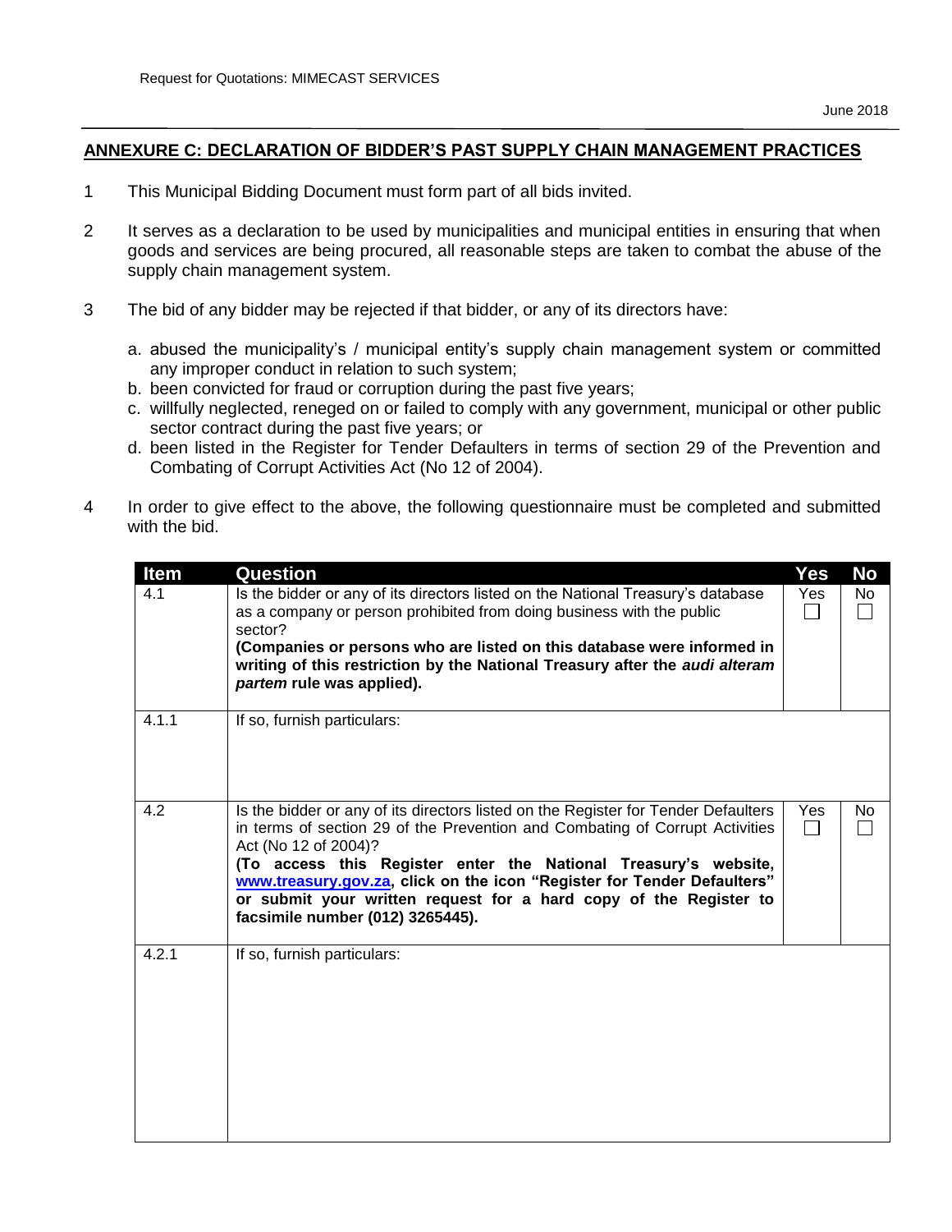## ANNEXURE C: DECLARATION OF BIDDER'S PAST SUPPLY CHAIN MANAGEMENT PRACTICES

1. This Municipal Bidding Document must form part of all bids invited.

2. It serves as a declaration to be used by municipalities and municipal entities in ensuring that when goods and services are being procured, all reasonable steps are taken to combat the abuse of the supply chain management system.

3. The bid of any bidder may be rejected if that bidder, or any of its directors have:

   a. abused the municipality's / municipal entity's supply chain management system or committed any improper conduct in relation to such system;
   b. been convicted for fraud or corruption during the past five years;
   c. willfully neglected, reneged on or failed to comply with any government, municipal or other public sector contract during the past five years; or
   d. been listed in the Register for Tender Defaulters in terms of section 29 of the Prevention and Combating of Corrupt Activities Act (No 12 of 2004).

4. In order to give effect to the above, the following questionnaire must be completed and submitted with the bid.

| Item | Question | Yes | No |
|---|---|---|---|
| 4.1 | Is the bidder or any of its directors listed on the National Treasury's database as a company or person prohibited from doing business with the public sector?<br>**(Companies or persons who are listed on this database were informed in writing of this restriction by the National Treasury after the *audi alteram partem* rule was applied).** | Yes ☐ | No ☐ |
| 4.1.1 | If so, furnish particulars: | | |
| 4.2 | Is the bidder or any of its directors listed on the Register for Tender Defaulters in terms of section 29 of the Prevention and Combating of Corrupt Activities Act (No 12 of 2004)?<br>**(To access this Register enter the National Treasury's website, www.treasury.gov.za, click on the icon "Register for Tender Defaulters" or submit your written request for a hard copy of the Register to facsimile number (012) 3265445).** | Yes ☐ | No ☐ |
| 4.2.1 | If so, furnish particulars: | | |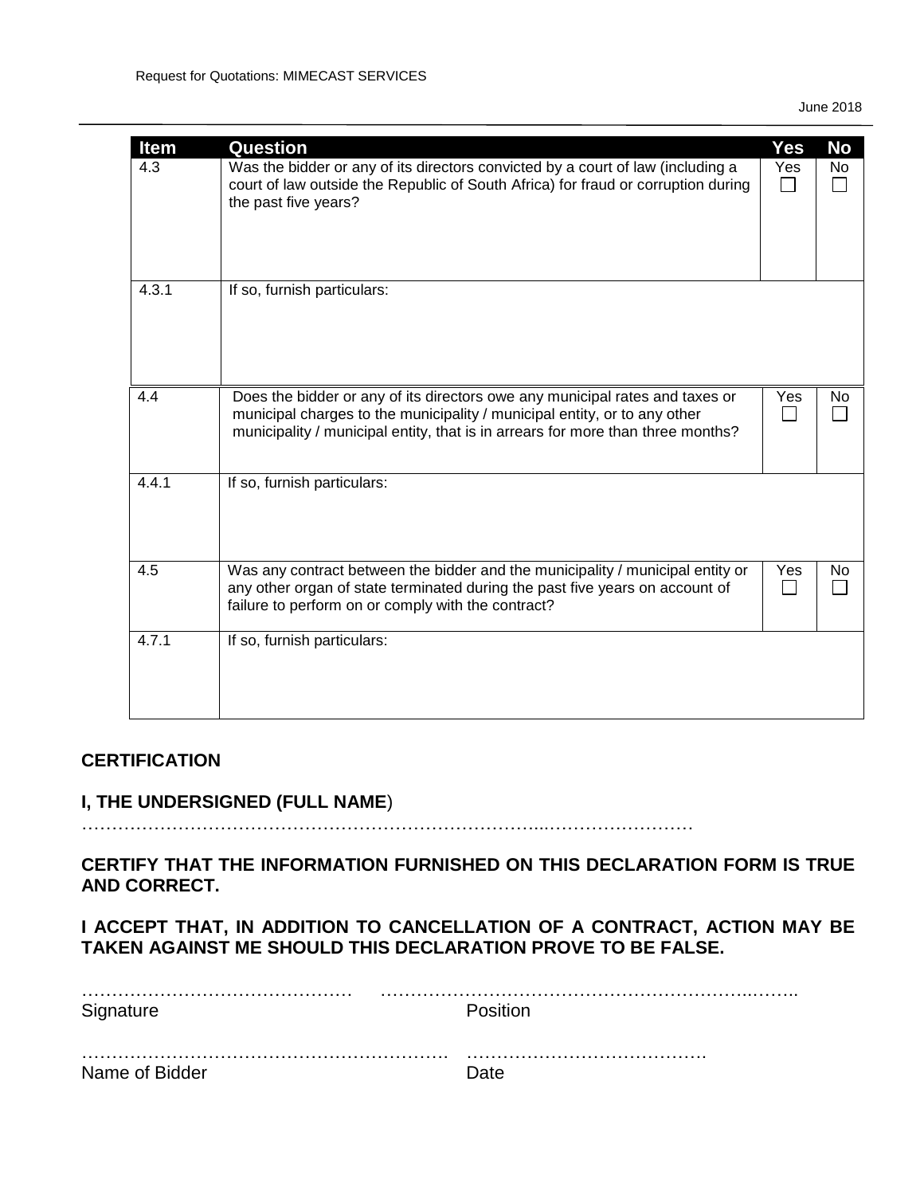| Item | Question | Yes | No |
|---|---|---|---|
| 4.3 | Was the bidder or any of its directors convicted by a court of law (including a court of law outside the Republic of South Africa) for fraud or corruption during the past five years? | Yes ☐ | No ☐ |
| 4.3.1 | If so, furnish particulars: | | |
| 4.4 | Does the bidder or any of its directors owe any municipal rates and taxes or municipal charges to the municipality / municipal entity, or to any other municipality / municipal entity, that is in arrears for more than three months? | Yes ☐ | No ☐ |
| 4.4.1 | If so, furnish particulars: | | |
| 4.5 | Was any contract between the bidder and the municipality / municipal entity or any other organ of state terminated during the past five years on account of failure to perform on or comply with the contract? | Yes ☐ | No ☐ |
| 4.7.1 | If so, furnish particulars: | | |

**CERTIFICATION**

**I, THE UNDERSIGNED (FULL NAME**)
…………………………………………………………………...……………………

**CERTIFY THAT THE INFORMATION FURNISHED ON THIS DECLARATION FORM IS TRUE AND CORRECT.**

**I ACCEPT THAT, IN ADDITION TO CANCELLATION OF A CONTRACT, ACTION MAY BE TAKEN AGAINST ME SHOULD THIS DECLARATION PROVE TO BE FALSE.**

……………………………………… ………………………………………………………..……..
Signature Position

…………………………………………………… ………………………………….
Name of Bidder Date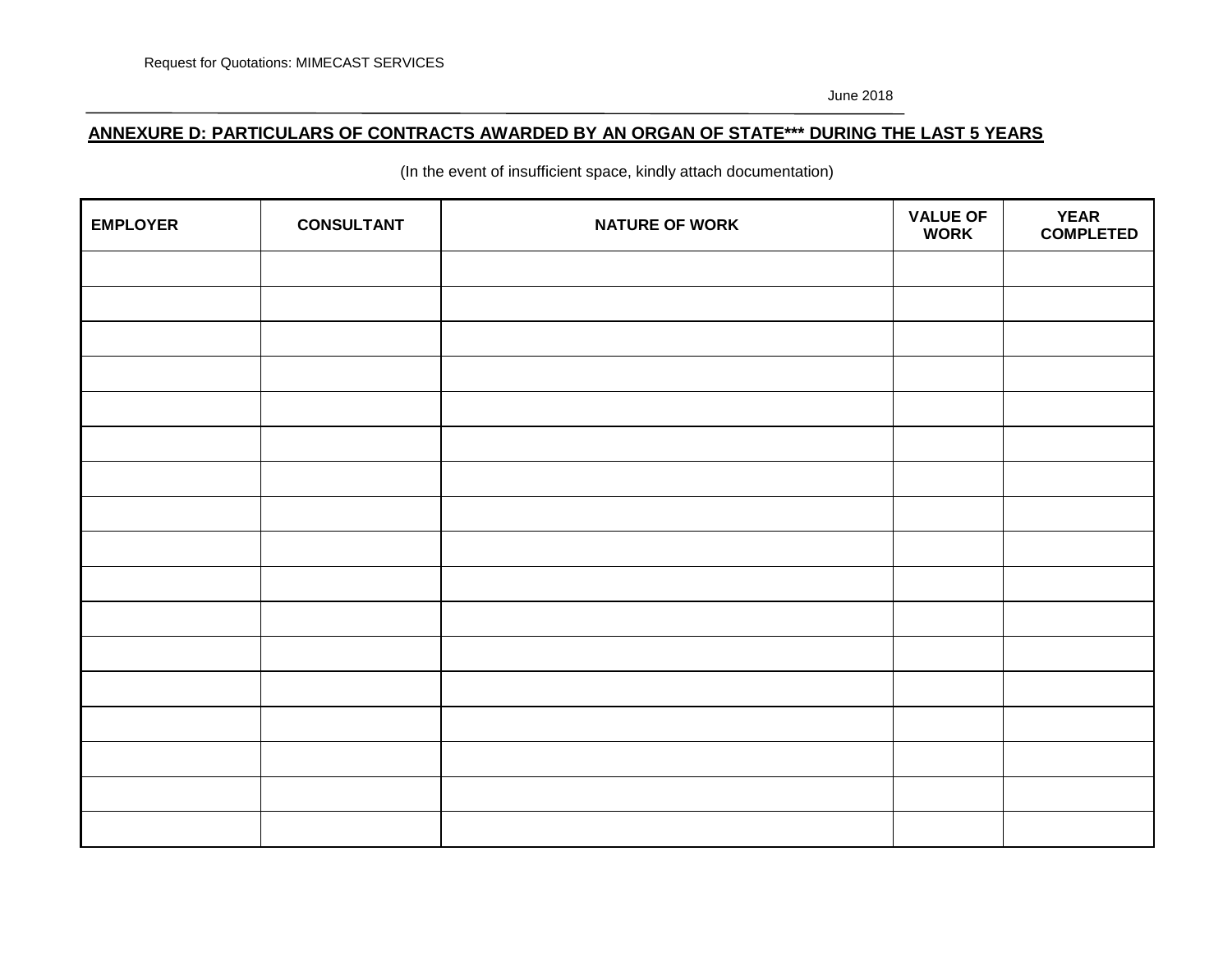## ANNEXURE D: PARTICULARS OF CONTRACTS AWARDED BY AN ORGAN OF STATE*** DURING THE LAST 5 YEARS

(In the event of insufficient space, kindly attach documentation)

| EMPLOYER | CONSULTANT | NATURE OF WORK | VALUE OF WORK | YEAR COMPLETED |
| --- | --- | --- | --- | --- |
| | | | | |
| | | | | |
| | | | | |
| | | | | |
| | | | | |
| | | | | |
| | | | | |
| | | | | |
| | | | | |
| | | | | |
| | | | | |
| | | | | |
| | | | | |
| | | | | |
| | | | | |
| | | | | |
| | | | | |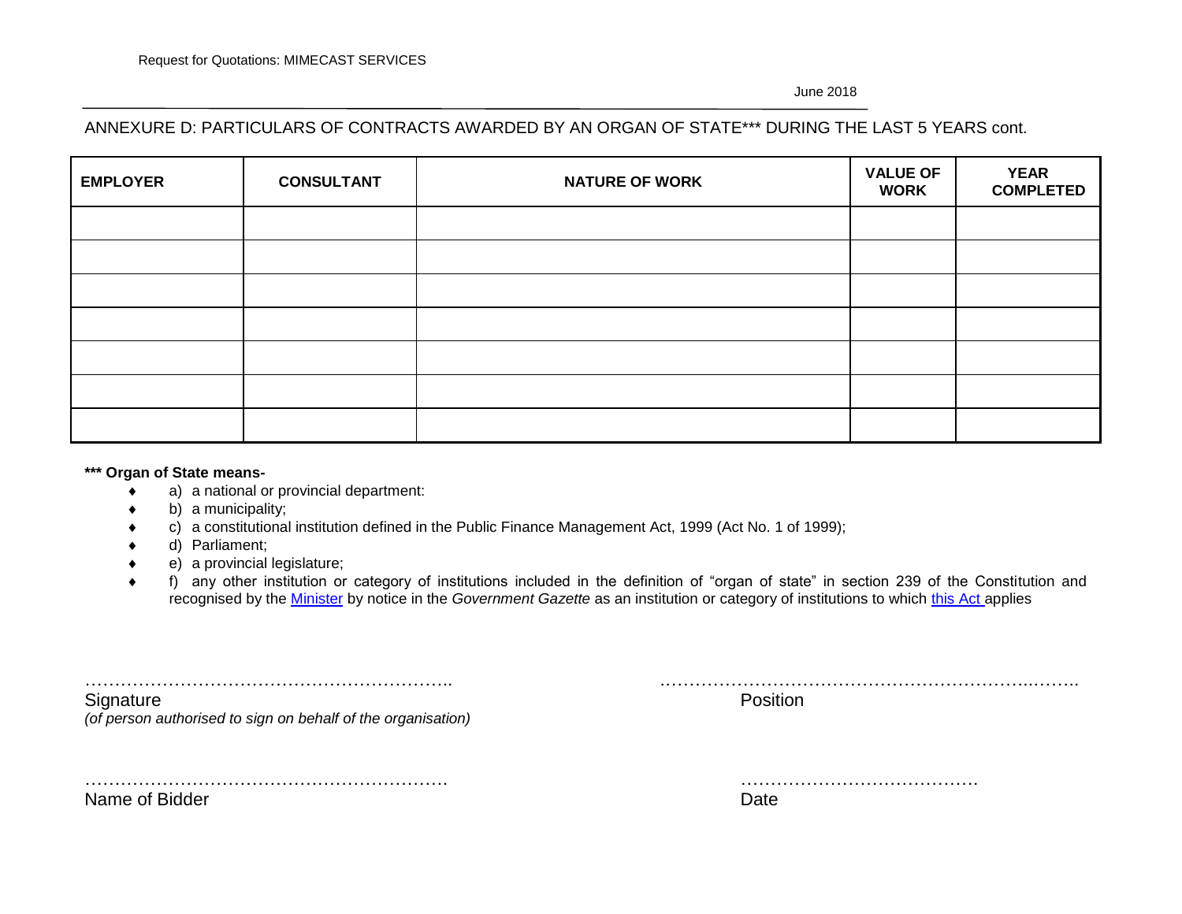ANNEXURE D: PARTICULARS OF CONTRACTS AWARDED BY AN ORGAN OF STATE*** DURING THE LAST 5 YEARS cont.

| EMPLOYER | CONSULTANT | NATURE OF WORK | VALUE OF WORK | YEAR COMPLETED |
|---|---|---|---|---|
| | | | | |
| | | | | |
| | | | | |
| | | | | |
| | | | | |
| | | | | |
| | | | | |

**\*\*\* Organ of State means-**

- a) a national or provincial department:
- b) a municipality;
- c) a constitutional institution defined in the Public Finance Management Act, 1999 (Act No. 1 of 1999);
- d) Parliament;
- e) a provincial legislature;
- f) any other institution or category of institutions included in the definition of "organ of state" in section 239 of the Constitution and recognised by the Minister by notice in the *Government Gazette* as an institution or category of institutions to which this Act applies

……………………………………………………..
Signature
*(of person authorised to sign on behalf of the organisation)*

……………………………………………………..
Position

……………………………………………………
Name of Bidder

………………………………….
Date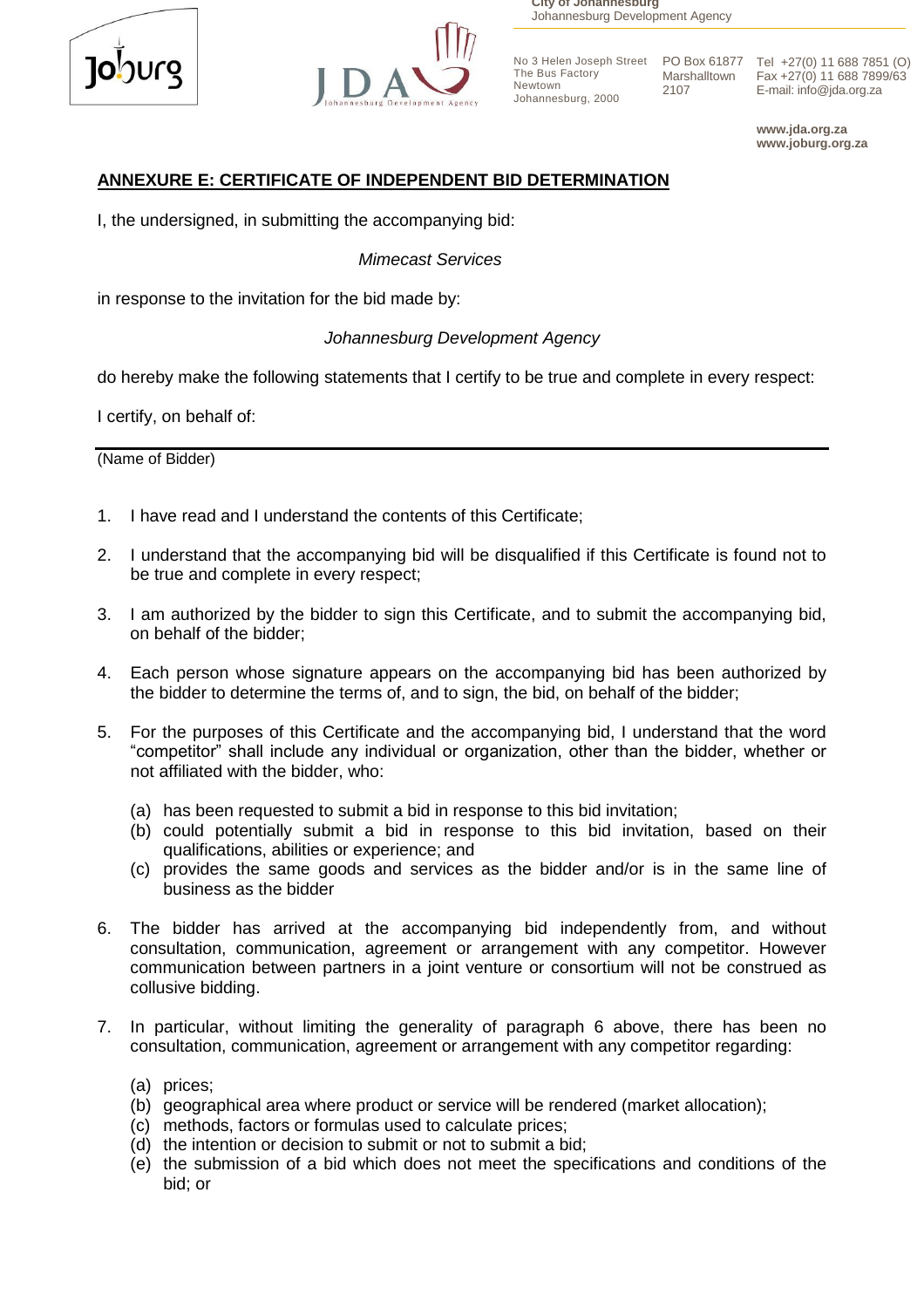## ANNEXURE E: CERTIFICATE OF INDEPENDENT BID DETERMINATION

I, the undersigned, in submitting the accompanying bid:

*Mimecast Services*

in response to the invitation for the bid made by:

*Johannesburg Development Agency*

do hereby make the following statements that I certify to be true and complete in every respect:

I certify, on behalf of:

\_\_\_\_\_\_\_\_\_\_\_\_\_\_\_\_\_\_\_\_\_\_\_\_\_\_\_\_\_\_\_\_\_\_\_\_\_\_\_\_\_\_\_\_\_\_\_\_\_\_\_\_\_\_\_\_\_\_\_\_

(Name of Bidder)

1. I have read and I understand the contents of this Certificate;
2. I understand that the accompanying bid will be disqualified if this Certificate is found not to be true and complete in every respect;
3. I am authorized by the bidder to sign this Certificate, and to submit the accompanying bid, on behalf of the bidder;
4. Each person whose signature appears on the accompanying bid has been authorized by the bidder to determine the terms of, and to sign, the bid, on behalf of the bidder;
5. For the purposes of this Certificate and the accompanying bid, I understand that the word "competitor" shall include any individual or organization, other than the bidder, whether or not affiliated with the bidder, who:
   (a) has been requested to submit a bid in response to this bid invitation;
   (b) could potentially submit a bid in response to this bid invitation, based on their qualifications, abilities or experience; and
   (c) provides the same goods and services as the bidder and/or is in the same line of business as the bidder
6. The bidder has arrived at the accompanying bid independently from, and without consultation, communication, agreement or arrangement with any competitor. However communication between partners in a joint venture or consortium will not be construed as collusive bidding.
7. In particular, without limiting the generality of paragraph 6 above, there has been no consultation, communication, agreement or arrangement with any competitor regarding:
   (a) prices;
   (b) geographical area where product or service will be rendered (market allocation);
   (c) methods, factors or formulas used to calculate prices;
   (d) the intention or decision to submit or not to submit a bid;
   (e) the submission of a bid which does not meet the specifications and conditions of the bid; or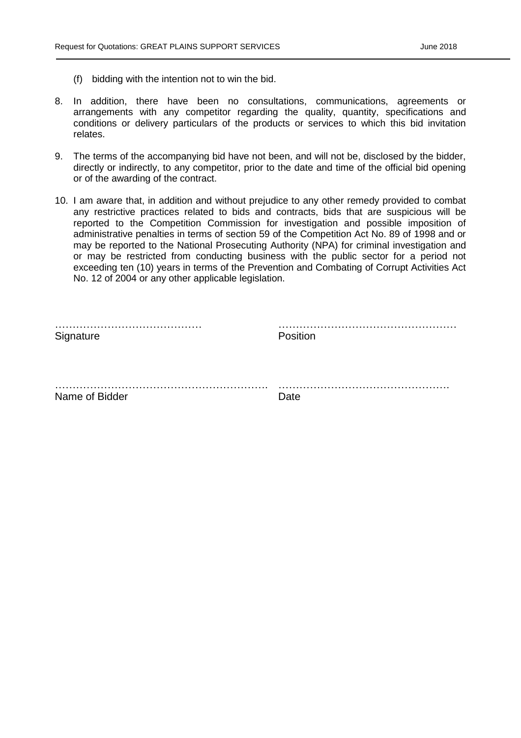(f) bidding with the intention not to win the bid.

8. In addition, there have been no consultations, communications, agreements or arrangements with any competitor regarding the quality, quantity, specifications and conditions or delivery particulars of the products or services to which this bid invitation relates.

9. The terms of the accompanying bid have not been, and will not be, disclosed by the bidder, directly or indirectly, to any competitor, prior to the date and time of the official bid opening or of the awarding of the contract.

10. I am aware that, in addition and without prejudice to any other remedy provided to combat any restrictive practices related to bids and contracts, bids that are suspicious will be reported to the Competition Commission for investigation and possible imposition of administrative penalties in terms of section 59 of the Competition Act No. 89 of 1998 and or may be reported to the National Prosecuting Authority (NPA) for criminal investigation and or may be restricted from conducting business with the public sector for a period not exceeding ten (10) years in terms of the Prevention and Combating of Corrupt Activities Act No. 12 of 2004 or any other applicable legislation.

| | |
|---|---|
| …………………………………… | …………………………………………… |
| Signature | Position |
| | |
| ……………………………………………………. | …………………………………………. |
| Name of Bidder | Date |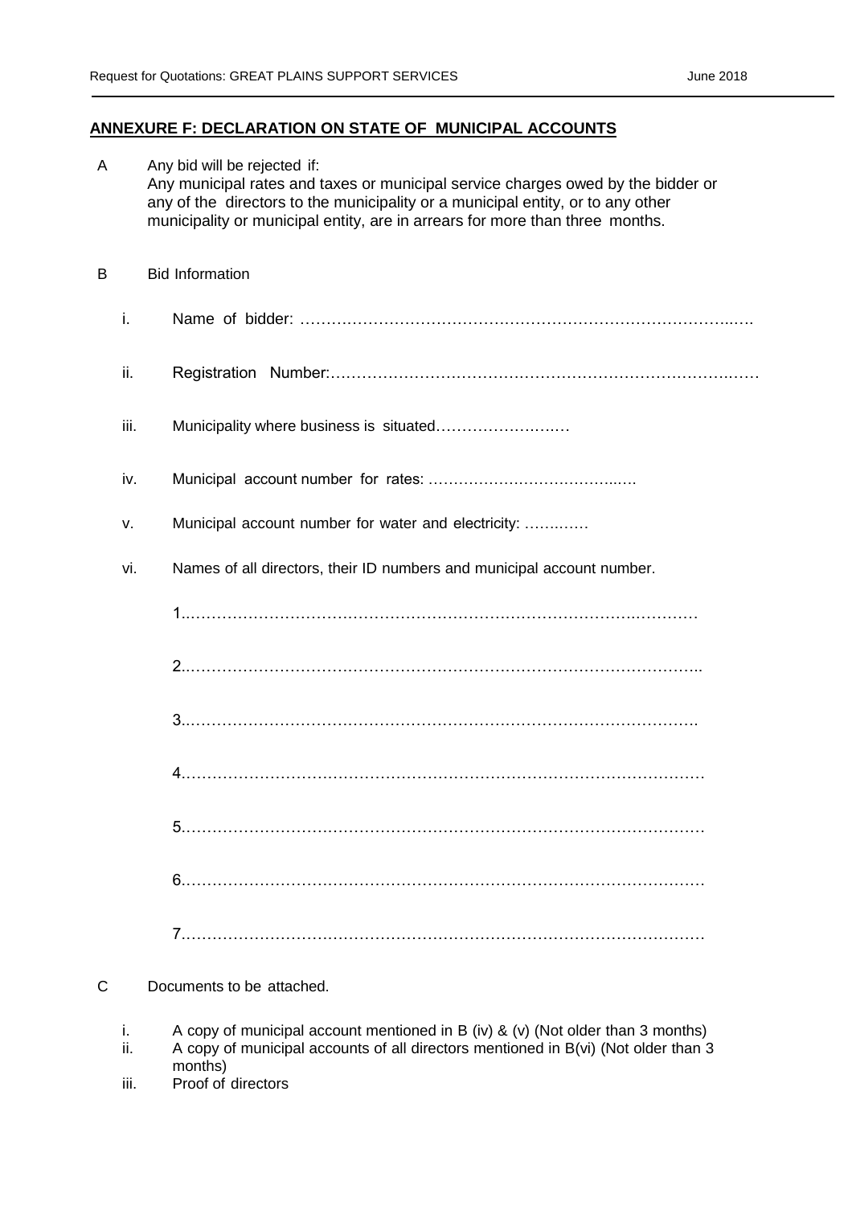## ANNEXURE F: DECLARATION ON STATE OF MUNICIPAL ACCOUNTS

A Any bid will be rejected if:
Any municipal rates and taxes or municipal service charges owed by the bidder or any of the directors to the municipality or a municipal entity, or to any other municipality or municipal entity, are in arrears for more than three months.

B Bid Information

i. Name of bidder: …………………………………………………………………………..….

ii. Registration Number:………………………………………………………………….……

iii. Municipality where business is situated…………………….…

iv. Municipal account number for rates: ………………………………..….

v. Municipal account number for water and electricity: ……..……

vi. Names of all directors, their ID numbers and municipal account number.

1..…………………………………………………………………………….…………

2..……………………………………………………………………………………..

3..………………………………………………………………………………….

4.………………………………………………………………………………………

5.………………………………………………………………………………………

6.………………………………………………………………………………………

7.………………………………………………………………………………………

C Documents to be attached.

i. A copy of municipal account mentioned in B (iv) & (v) (Not older than 3 months)
ii. A copy of municipal accounts of all directors mentioned in B(vi) (Not older than 3 months)
iii. Proof of directors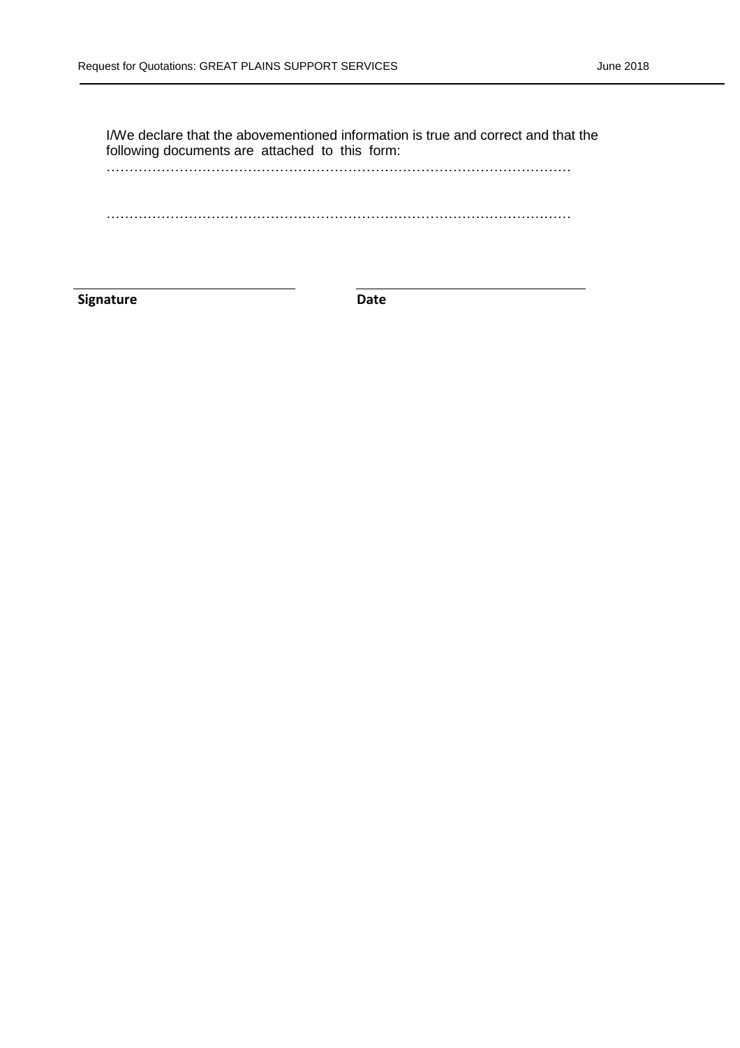I/We declare that the abovementioned information is true and correct and that the following documents are attached to this form:

…………………………………………………………………………………………

…………………………………………………………………………………………

| | |
|---|---|
| **Signature** | **Date** |